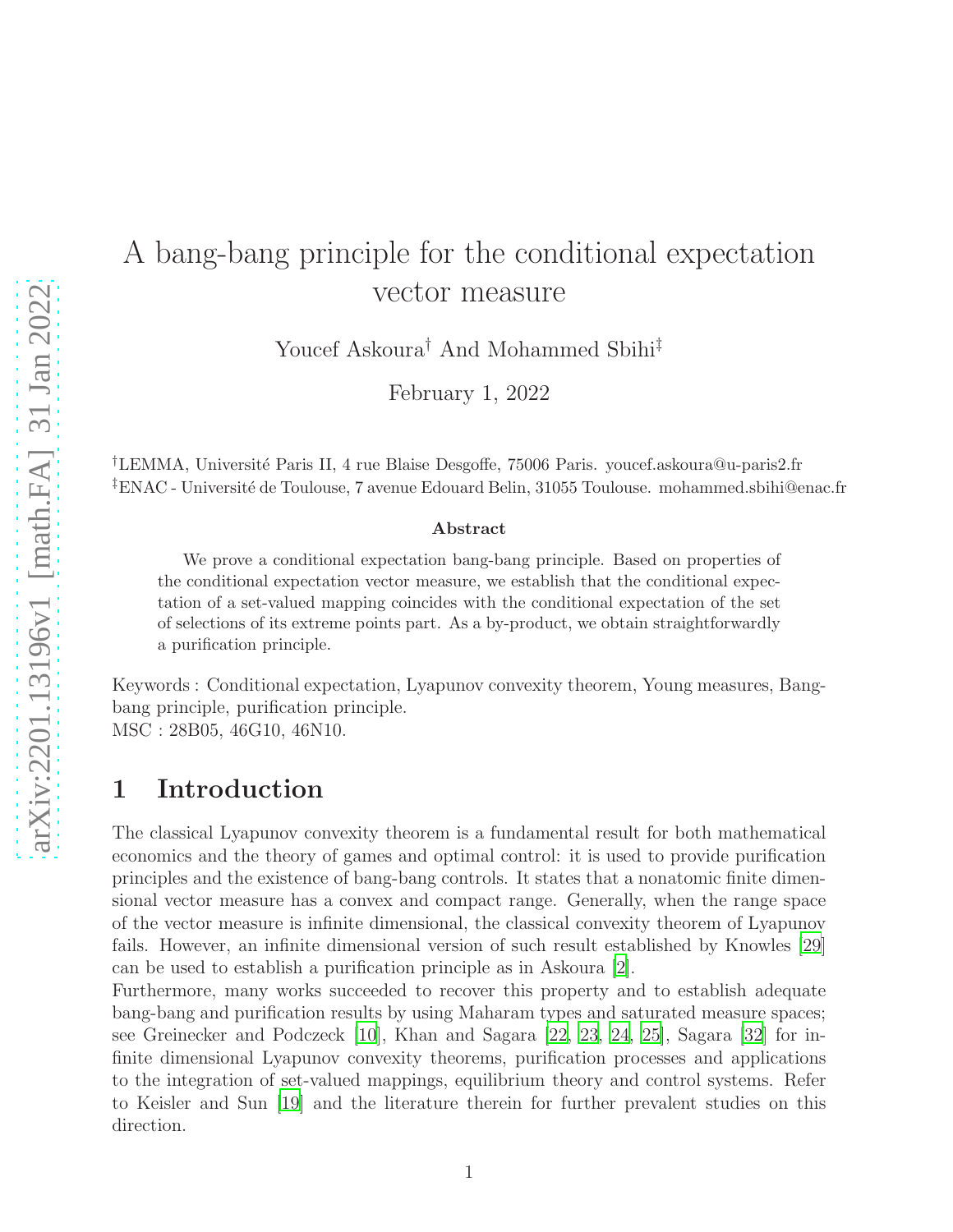# A bang-bang principle for the conditional expectation vector measure

Youcef Askoura† And Mohammed Sbihi‡

February 1, 2022

†LEMMA, Université Paris II, 4 rue Blaise Desgoffe, 75006 Paris. youcef.askoura@u-paris2.fr
‡ENAC - Université de Toulouse, 7 avenue Edouard Belin, 31055 Toulouse. mohammed.sbihi@enac.fr

### Abstract

We prove a conditional expectation bang-bang principle. Based on properties of the conditional expectation vector measure, we establish that the conditional expectation of a set-valued mapping coincides with the conditional expectation of the set of selections of its extreme points part. As a by-product, we obtain straightforwardly a purification principle.

Keywords : Conditional expectation, Lyapunov convexity theorem, Young measures, Bang-bang principle, purification principle.
MSC : 28B05, 46G10, 46N10.

## 1 Introduction

The classical Lyapunov convexity theorem is a fundamental result for both mathematical economics and the theory of games and optimal control: it is used to provide purification principles and the existence of bang-bang controls. It states that a nonatomic finite dimensional vector measure has a convex and compact range. Generally, when the range space of the vector measure is infinite dimensional, the classical convexity theorem of Lyapunov fails. However, an infinite dimensional version of such result established by Knowles [29] can be used to establish a purification principle as in Askoura [2].
Furthermore, many works succeeded to recover this property and to establish adequate bang-bang and purification results by using Maharam types and saturated measure spaces; see Greinecker and Podczeck [10], Khan and Sagara [22, 23, 24, 25], Sagara [32] for infinite dimensional Lyapunov convexity theorems, purification processes and applications to the integration of set-valued mappings, equilibrium theory and control systems. Refer to Keisler and Sun [19] and the literature therein for further prevalent studies on this direction.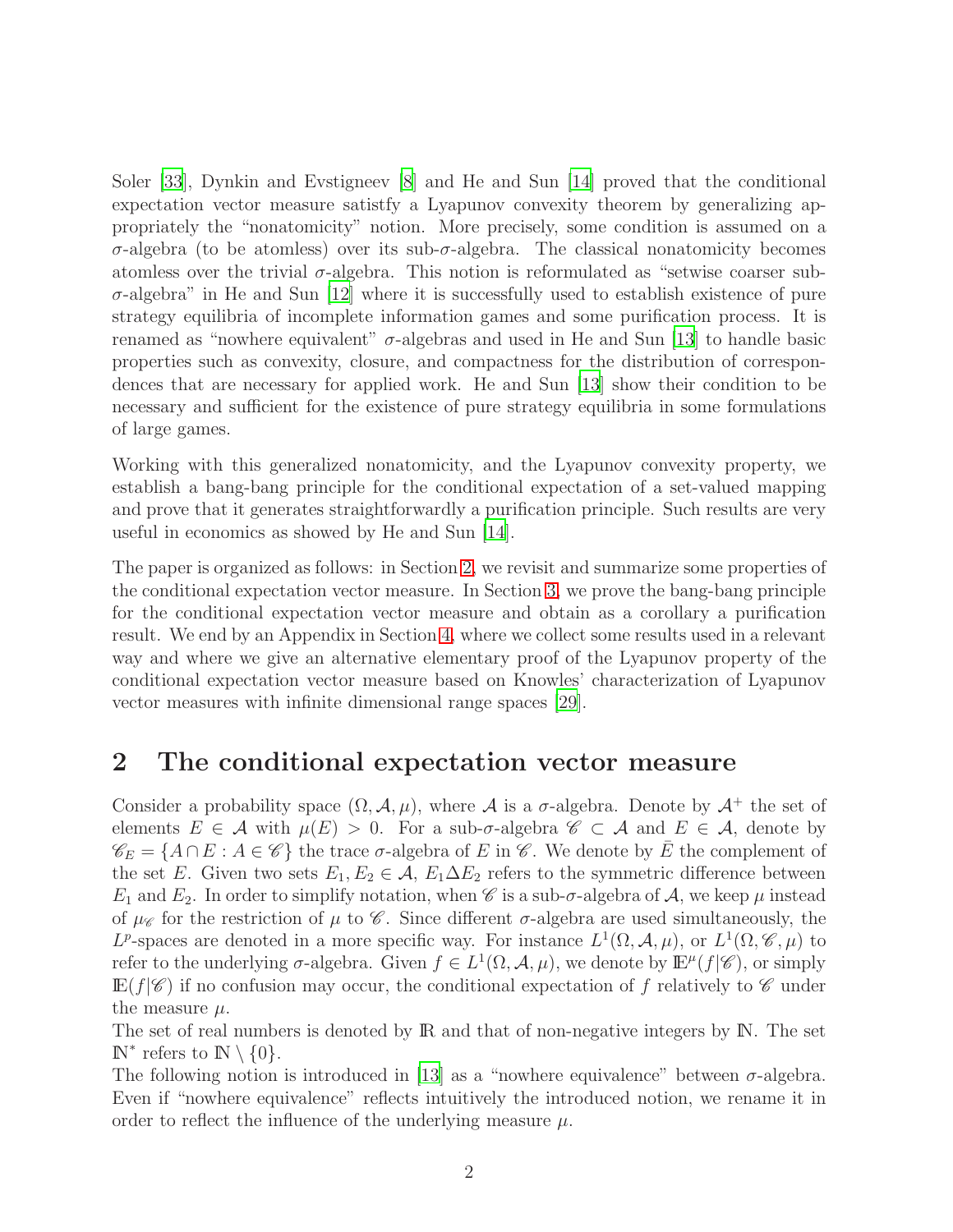Soler [33], Dynkin and Evstigneev [8] and He and Sun [14] proved that the conditional expectation vector measure satistfy a Lyapunov convexity theorem by generalizing appropriately the "nonatomicity" notion. More precisely, some condition is assumed on a $\sigma$-algebra (to be atomless) over its sub-$\sigma$-algebra. The classical nonatomicity becomes atomless over the trivial $\sigma$-algebra. This notion is reformulated as "setwise coarser sub-$\sigma$-algebra" in He and Sun [12] where it is successfully used to establish existence of pure strategy equilibria of incomplete information games and some purification process. It is renamed as "nowhere equivalent" $\sigma$-algebras and used in He and Sun [13] to handle basic properties such as convexity, closure, and compactness for the distribution of correspondences that are necessary for applied work. He and Sun [13] show their condition to be necessary and sufficient for the existence of pure strategy equilibria in some formulations of large games.

Working with this generalized nonatomicity, and the Lyapunov convexity property, we establish a bang-bang principle for the conditional expectation of a set-valued mapping and prove that it generates straightforwardly a purification principle. Such results are very useful in economics as showed by He and Sun [14].

The paper is organized as follows: in Section 2, we revisit and summarize some properties of the conditional expectation vector measure. In Section 3, we prove the bang-bang principle for the conditional expectation vector measure and obtain as a corollary a purification result. We end by an Appendix in Section 4, where we collect some results used in a relevant way and where we give an alternative elementary proof of the Lyapunov property of the conditional expectation vector measure based on Knowles' characterization of Lyapunov vector measures with infinite dimensional range spaces [29].

## 2 The conditional expectation vector measure

Consider a probability space $(\Omega, \mathcal{A}, \mu)$, where $\mathcal{A}$ is a $\sigma$-algebra. Denote by $\mathcal{A}^+$ the set of elements $E \in \mathcal{A}$ with $\mu(E) > 0$. For a sub-$\sigma$-algebra $\mathscr{C} \subset \mathcal{A}$ and $E \in \mathcal{A}$, denote by $\mathscr{C}_E = \{A \cap E : A \in \mathscr{C}\}$ the trace $\sigma$-algebra of $E$ in $\mathscr{C}$. We denote by $\bar{E}$ the complement of the set $E$. Given two sets $E_1, E_2 \in \mathcal{A}$, $E_1 \Delta E_2$ refers to the symmetric difference between $E_1$ and $E_2$. In order to simplify notation, when $\mathscr{C}$ is a sub-$\sigma$-algebra of $\mathcal{A}$, we keep $\mu$ instead of $\mu_{\mathscr{C}}$ for the restriction of $\mu$ to $\mathscr{C}$. Since different $\sigma$-algebra are used simultaneously, the $L^p$-spaces are denoted in a more specific way. For instance $L^1(\Omega, \mathcal{A}, \mu)$, or $L^1(\Omega, \mathscr{C}, \mu)$ to refer to the underlying $\sigma$-algebra. Given $f \in L^1(\Omega, \mathcal{A}, \mu)$, we denote by $\mathbb{E}^\mu(f|\mathscr{C})$, or simply $\mathbb{E}(f|\mathscr{C})$ if no confusion may occur, the conditional expectation of $f$ relatively to $\mathscr{C}$ under the measure $\mu$.

The set of real numbers is denoted by $\mathbb{R}$ and that of non-negative integers by $\mathbb{N}$. The set $\mathbb{N}^*$ refers to $\mathbb{N} \setminus \{0\}$.

The following notion is introduced in [13] as a "nowhere equivalence" between $\sigma$-algebra. Even if "nowhere equivalence" reflects intuitively the introduced notion, we rename it in order to reflect the influence of the underlying measure $\mu$.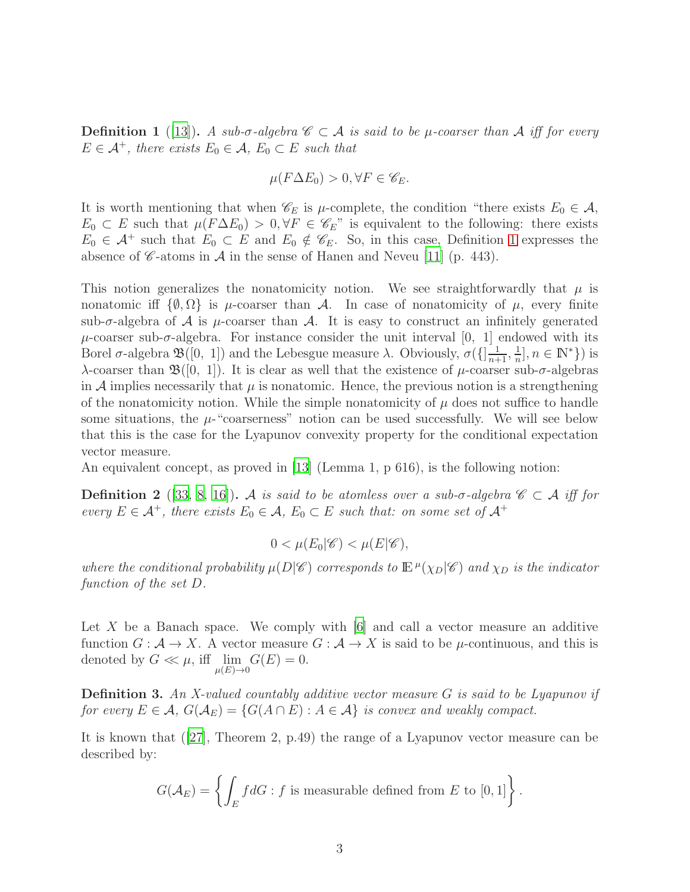**Definition 1** ([13]). *A sub-σ-algebra $\mathscr{C} \subset \mathcal{A}$ is said to be μ-coarser than $\mathcal{A}$ iff for every $E \in \mathcal{A}^+$, there exists $E_0 \in \mathcal{A}$, $E_0 \subset E$ such that*

$$\mu(F \Delta E_0) > 0, \forall F \in \mathscr{C}_E.$$

It is worth mentioning that when $\mathscr{C}_E$ is $\mu$-complete, the condition "there exists $E_0 \in \mathcal{A}$, $E_0 \subset E$ such that $\mu(F\Delta E_0) > 0, \forall F \in \mathscr{C}_E$" is equivalent to the following: there exists $E_0 \in \mathcal{A}^+$ such that $E_0 \subset E$ and $E_0 \notin \mathscr{C}_E$. So, in this case, Definition 1 expresses the absence of $\mathscr{C}$-atoms in $\mathcal{A}$ in the sense of Hanen and Neveu [11] (p. 443).

This notion generalizes the nonatomicity notion. We see straightforwardly that $\mu$ is nonatomic iff $\{\emptyset, \Omega\}$ is $\mu$-coarser than $\mathcal{A}$. In case of nonatomicity of $\mu$, every finite sub-σ-algebra of $\mathcal{A}$ is $\mu$-coarser than $\mathcal{A}$. It is easy to construct an infinitely generated $\mu$-coarser sub-σ-algebra. For instance consider the unit interval $[0,\ 1]$ endowed with its Borel σ-algebra $\mathfrak{B}([0,\ 1])$ and the Lebesgue measure $\lambda$. Obviously, $\sigma(\{]\frac{1}{n+1}, \frac{1}{n}], n \in \mathbb{N}^*\})$ is $\lambda$-coarser than $\mathfrak{B}([0,\ 1])$. It is clear as well that the existence of $\mu$-coarser sub-σ-algebras in $\mathcal{A}$ implies necessarily that $\mu$ is nonatomic. Hence, the previous notion is a strengthening of the nonatomicity notion. While the simple nonatomicity of $\mu$ does not suffice to handle some situations, the $\mu$-"coarserness" notion can be used successfully. We will see below that this is the case for the Lyapunov convexity property for the conditional expectation vector measure.

An equivalent concept, as proved in [13] (Lemma 1, p 616), is the following notion:

**Definition 2** ([33, 8, 16]). *$\mathcal{A}$ is said to be atomless over a sub-σ-algebra $\mathscr{C} \subset \mathcal{A}$ iff for every $E \in \mathcal{A}^+$, there exists $E_0 \in \mathcal{A}$, $E_0 \subset E$ such that: on some set of $\mathcal{A}^+$*

$$0 < \mu(E_0|\mathscr{C}) < \mu(E|\mathscr{C}),$$

*where the conditional probability $\mu(D|\mathscr{C})$ corresponds to $\mathbb{E}^\mu(\chi_D|\mathscr{C})$ and $\chi_D$ is the indicator function of the set $D$.*

Let $X$ be a Banach space. We comply with [6] and call a vector measure an additive function $G : \mathcal{A} \to X$. A vector measure $G : \mathcal{A} \to X$ is said to be $\mu$-continuous, and this is denoted by $G \ll \mu$, iff $\lim\limits_{\mu(E)\to 0} G(E) = 0$.

**Definition 3.** *An $X$-valued countably additive vector measure $G$ is said to be Lyapunov if for every $E \in \mathcal{A}$, $G(\mathcal{A}_E) = \{G(A \cap E) : A \in \mathcal{A}\}$ is convex and weakly compact.*

It is known that ([27], Theorem 2, p.49) the range of a Lyapunov vector measure can be described by:

$$G(\mathcal{A}_E) = \left\{ \int_E f dG : f \text{ is measurable defined from } E \text{ to } [0,1] \right\}.$$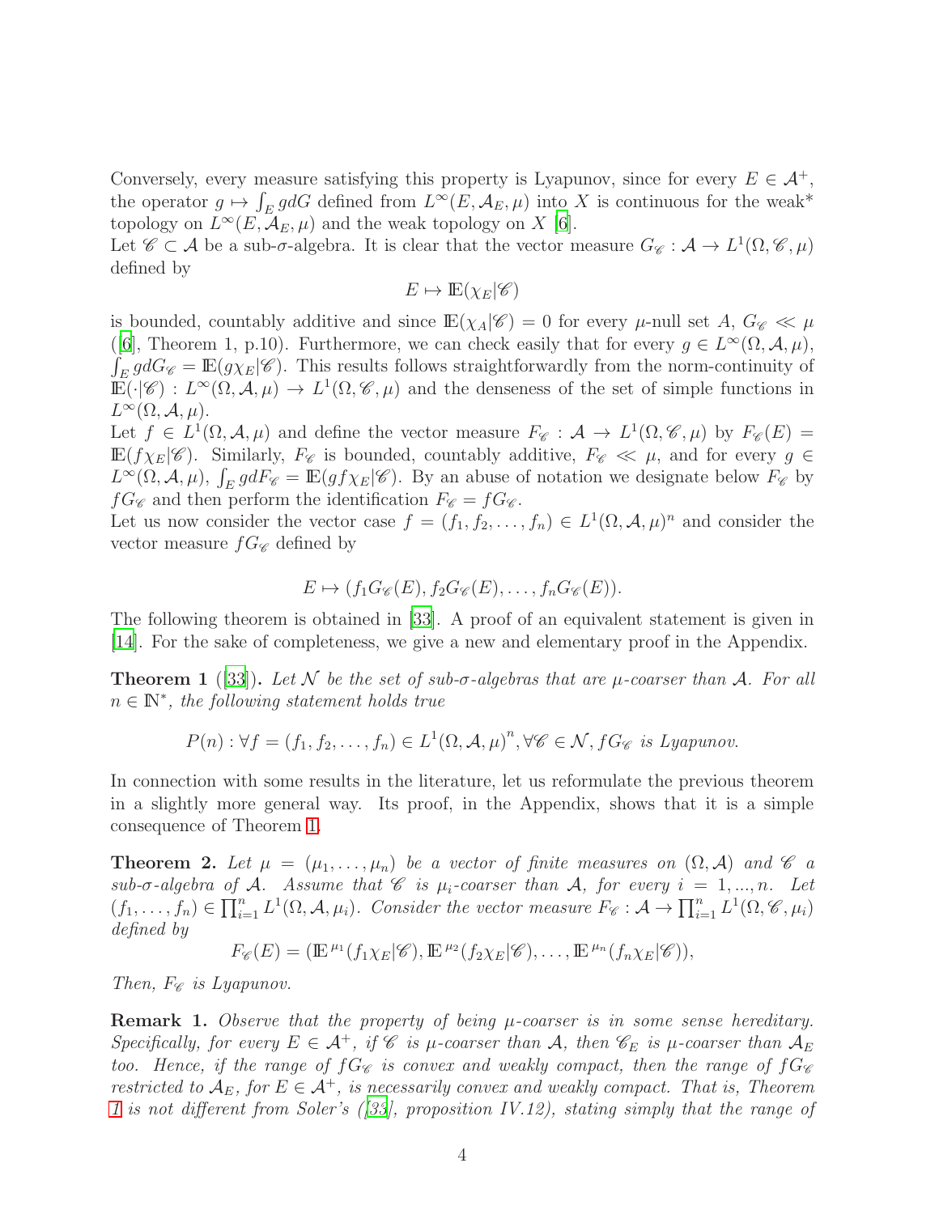Conversely, every measure satisfying this property is Lyapunov, since for every $E \in \mathcal{A}^+$, the operator $g \mapsto \int_E g dG$ defined from $L^\infty(E, \mathcal{A}_E, \mu)$ into $X$ is continuous for the weak* topology on $L^\infty(E, \mathcal{A}_E, \mu)$ and the weak topology on $X$ [6].

Let $\mathscr{C} \subset \mathcal{A}$ be a sub-$\sigma$-algebra. It is clear that the vector measure $G_{\mathscr{C}} : \mathcal{A} \to L^1(\Omega, \mathscr{C}, \mu)$ defined by

$$E \mapsto \mathbb{E}(\chi_E | \mathscr{C})$$

is bounded, countably additive and since $\mathbb{E}(\chi_A|\mathscr{C}) = 0$ for every $\mu$-null set $A$, $G_{\mathscr{C}} \ll \mu$ ([6], Theorem 1, p.10). Furthermore, we can check easily that for every $g \in L^\infty(\Omega, \mathcal{A}, \mu)$, $\int_E g dG_{\mathscr{C}} = \mathbb{E}(g\chi_E|\mathscr{C})$. This results follows straightforwardly from the norm-continuity of $\mathbb{E}(\cdot|\mathscr{C}) : L^\infty(\Omega, \mathcal{A}, \mu) \to L^1(\Omega, \mathscr{C}, \mu)$ and the denseness of the set of simple functions in $L^\infty(\Omega, \mathcal{A}, \mu)$.

Let $f \in L^1(\Omega, \mathcal{A}, \mu)$ and define the vector measure $F_{\mathscr{C}} : \mathcal{A} \to L^1(\Omega, \mathscr{C}, \mu)$ by $F_{\mathscr{C}}(E) = \mathbb{E}(f\chi_E|\mathscr{C})$. Similarly, $F_{\mathscr{C}}$ is bounded, countably additive, $F_{\mathscr{C}} \ll \mu$, and for every $g \in L^\infty(\Omega, \mathcal{A}, \mu)$, $\int_E g dF_{\mathscr{C}} = \mathbb{E}(gf\chi_E|\mathscr{C})$. By an abuse of notation we designate below $F_{\mathscr{C}}$ by $fG_{\mathscr{C}}$ and then perform the identification $F_{\mathscr{C}} = fG_{\mathscr{C}}$.

Let us now consider the vector case $f = (f_1, f_2, \ldots, f_n) \in L^1(\Omega, \mathcal{A}, \mu)^n$ and consider the vector measure $fG_{\mathscr{C}}$ defined by

$$E \mapsto (f_1 G_{\mathscr{C}}(E), f_2 G_{\mathscr{C}}(E), \ldots, f_n G_{\mathscr{C}}(E)).$$

The following theorem is obtained in [33]. A proof of an equivalent statement is given in [14]. For the sake of completeness, we give a new and elementary proof in the Appendix.

**Theorem 1** ([33])**.** *Let $\mathcal{N}$ be the set of sub-$\sigma$-algebras that are $\mu$-coarser than $\mathcal{A}$. For all $n \in \mathbb{N}^*$, the following statement holds true*

$$P(n) : \forall f = (f_1, f_2, \ldots, f_n) \in L^1(\Omega, \mathcal{A}, \mu)^n, \forall \mathscr{C} \in \mathcal{N}, fG_{\mathscr{C}} \textit{ is Lyapunov.}$$

In connection with some results in the literature, let us reformulate the previous theorem in a slightly more general way. Its proof, in the Appendix, shows that it is a simple consequence of Theorem 1.

**Theorem 2.** *Let $\mu = (\mu_1, \ldots, \mu_n)$ be a vector of finite measures on $(\Omega, \mathcal{A})$ and $\mathscr{C}$ a sub-$\sigma$-algebra of $\mathcal{A}$. Assume that $\mathscr{C}$ is $\mu_i$-coarser than $\mathcal{A}$, for every $i = 1, ..., n$. Let $(f_1, \ldots, f_n) \in \prod_{i=1}^n L^1(\Omega, \mathcal{A}, \mu_i)$. Consider the vector measure $F_{\mathscr{C}} : \mathcal{A} \to \prod_{i=1}^n L^1(\Omega, \mathscr{C}, \mu_i)$ defined by*

$$F_{\mathscr{C}}(E) = (\mathbb{E}^{\mu_1}(f_1\chi_E|\mathscr{C}), \mathbb{E}^{\mu_2}(f_2\chi_E|\mathscr{C}), \ldots, \mathbb{E}^{\mu_n}(f_n\chi_E|\mathscr{C})),$$

*Then, $F_{\mathscr{C}}$ is Lyapunov.*

**Remark 1.** *Observe that the property of being $\mu$-coarser is in some sense hereditary. Specifically, for every $E \in \mathcal{A}^+$, if $\mathscr{C}$ is $\mu$-coarser than $\mathcal{A}$, then $\mathscr{C}_E$ is $\mu$-coarser than $\mathcal{A}_E$ too. Hence, if the range of $fG_{\mathscr{C}}$ is convex and weakly compact, then the range of $fG_{\mathscr{C}}$ restricted to $\mathcal{A}_E$, for $E \in \mathcal{A}^+$, is necessarily convex and weakly compact. That is, Theorem 1 is not different from Soler's ([33], proposition IV.12), stating simply that the range of*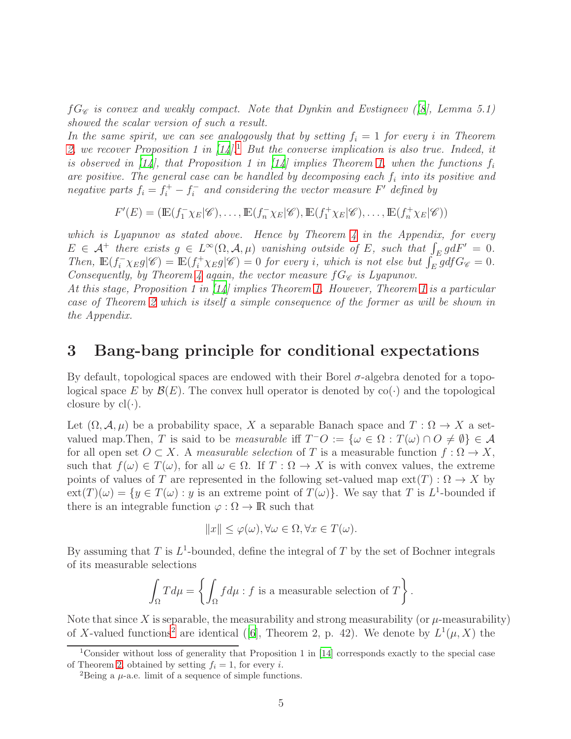*$fG_{\mathscr{C}}$ is convex and weakly compact. Note that Dynkin and Evstigneev ([8], Lemma 5.1) showed the scalar version of such a result.*
*In the same spirit, we can see analogously that by setting $f_i = 1$ for every $i$ in Theorem 2, we recover Proposition 1 in [14].*[1] *But the converse implication is also true. Indeed, it is observed in [14], that Proposition 1 in [14] implies Theorem 1, when the functions $f_i$ are positive. The general case can be handled by decomposing each $f_i$ into its positive and negative parts $f_i = f_i^+ - f_i^-$ and considering the vector measure $F'$ defined by*

$$F'(E) = (\mathbb{E}(f_1^- \chi_E|\mathscr{C}), \ldots, \mathbb{E}(f_n^- \chi_E|\mathscr{C}), \mathbb{E}(f_1^+ \chi_E|\mathscr{C}), \ldots, \mathbb{E}(f_n^+ \chi_E|\mathscr{C}))$$

*which is Lyapunov as stated above. Hence by Theorem 4 in the Appendix, for every $E \in \mathcal{A}^+$ there exists $g \in L^\infty(\Omega, \mathcal{A}, \mu)$ vanishing outside of $E$, such that $\int_E g dF' = 0$. Then, $\mathbb{E}(f_i^- \chi_E g|\mathscr{C}) = \mathbb{E}(f_i^+ \chi_E g|\mathscr{C}) = 0$ for every $i$, which is not else but $\int_E g d f G_{\mathscr{C}} = 0$. Consequently, by Theorem 4 again, the vector measure $fG_{\mathscr{C}}$ is Lyapunov.*
*At this stage, Proposition 1 in [14] implies Theorem 1. However, Theorem 1 is a particular case of Theorem 2 which is itself a simple consequence of the former as will be shown in the Appendix.*

# 3 Bang-bang principle for conditional expectations

By default, topological spaces are endowed with their Borel $\sigma$-algebra denoted for a topological space $E$ by $\mathcal{B}(E)$. The convex hull operator is denoted by $\text{co}(\cdot)$ and the topological closure by $\text{cl}(\cdot)$.

Let $(\Omega, \mathcal{A}, \mu)$ be a probability space, $X$ a separable Banach space and $T : \Omega \to X$ a set-valued map.Then, $T$ is said to be *measurable* iff $T^- O := \{\omega \in \Omega : T(\omega) \cap O \neq \emptyset\} \in \mathcal{A}$ for all open set $O \subset X$. A *measurable selection* of $T$ is a measurable function $f : \Omega \to X$, such that $f(\omega) \in T(\omega)$, for all $\omega \in \Omega$. If $T : \Omega \to X$ is with convex values, the extreme points of values of $T$ are represented in the following set-valued map $\text{ext}(T) : \Omega \to X$ by $\text{ext}(T)(\omega) = \{y \in T(\omega) : y \text{ is an extreme point of } T(\omega)\}$. We say that $T$ is $L^1$-bounded if there is an integrable function $\varphi : \Omega \to \mathbb{R}$ such that

$$\|x\| \leq \varphi(\omega), \forall \omega \in \Omega, \forall x \in T(\omega).$$

By assuming that $T$ is $L^1$-bounded, define the integral of $T$ by the set of Bochner integrals of its measurable selections

$$\int_\Omega T d\mu = \left\{ \int_\Omega f d\mu : f \text{ is a measurable selection of } T \right\}.$$

Note that since $X$ is separable, the measurability and strong measurability (or $\mu$-measurability) of $X$-valued functions[2] are identical ([6], Theorem 2, p. 42). We denote by $L^1(\mu, X)$ the

[1] Consider without loss of generality that Proposition 1 in [14] corresponds exactly to the special case of Theorem 2, obtained by setting $f_i = 1$, for every $i$.

[2] Being a $\mu$-a.e. limit of a sequence of simple functions.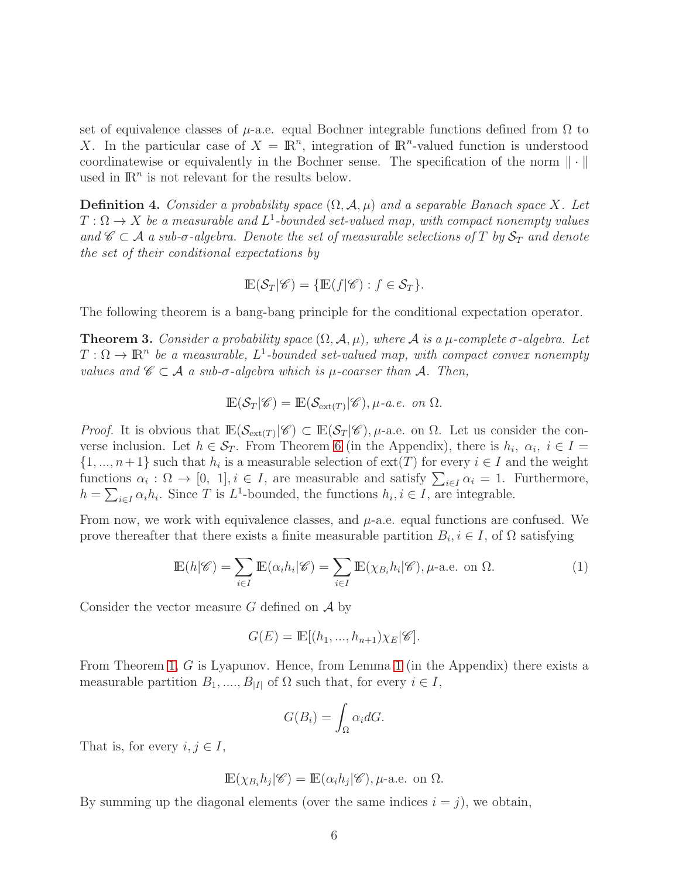set of equivalence classes of $\mu$-a.e. equal Bochner integrable functions defined from $\Omega$ to $X$. In the particular case of $X = \mathbb{R}^n$, integration of $\mathbb{R}^n$-valued function is understood coordinatewise or equivalently in the Bochner sense. The specification of the norm $\|\cdot\|$ used in $\mathbb{R}^n$ is not relevant for the results below.

**Definition 4.** *Consider a probability space $(\Omega, \mathcal{A}, \mu)$ and a separable Banach space $X$. Let $T : \Omega \to X$ be a measurable and $L^1$-bounded set-valued map, with compact nonempty values and $\mathscr{C} \subset \mathcal{A}$ a sub-$\sigma$-algebra. Denote the set of measurable selections of $T$ by $\mathcal{S}_T$ and denote the set of their conditional expectations by*

$$\mathbb{E}(\mathcal{S}_T|\mathscr{C}) = \{\mathbb{E}(f|\mathscr{C}) : f \in \mathcal{S}_T\}.$$

The following theorem is a bang-bang principle for the conditional expectation operator.

**Theorem 3.** *Consider a probability space $(\Omega, \mathcal{A}, \mu)$, where $\mathcal{A}$ is a $\mu$-complete $\sigma$-algebra. Let $T : \Omega \to \mathbb{R}^n$ be a measurable, $L^1$-bounded set-valued map, with compact convex nonempty values and $\mathscr{C} \subset \mathcal{A}$ a sub-$\sigma$-algebra which is $\mu$-coarser than $\mathcal{A}$. Then,*

$$\mathbb{E}(\mathcal{S}_T|\mathscr{C}) = \mathbb{E}(\mathcal{S}_{\text{ext}(T)}|\mathscr{C}), \mu\text{-a.e. on } \Omega.$$

*Proof.* It is obvious that $\mathbb{E}(\mathcal{S}_{\text{ext}(T)}|\mathscr{C}) \subset \mathbb{E}(\mathcal{S}_T|\mathscr{C})$, $\mu$-a.e. on $\Omega$. Let us consider the converse inclusion. Let $h \in \mathcal{S}_T$. From Theorem 6 (in the Appendix), there is $h_i,\ \alpha_i,\ i \in I = \{1, ..., n+1\}$ such that $h_i$ is a measurable selection of $\text{ext}(T)$ for every $i \in I$ and the weight functions $\alpha_i : \Omega \to [0,\ 1], i \in I$, are measurable and satisfy $\sum_{i\in I} \alpha_i = 1$. Furthermore, $h = \sum_{i\in I} \alpha_i h_i$. Since $T$ is $L^1$-bounded, the functions $h_i, i \in I$, are integrable.

From now, we work with equivalence classes, and $\mu$-a.e. equal functions are confused. We prove thereafter that there exists a finite measurable partition $B_i, i \in I$, of $\Omega$ satisfying

$$\mathbb{E}(h|\mathscr{C}) = \sum_{i\in I} \mathbb{E}(\alpha_i h_i|\mathscr{C}) = \sum_{i\in I} \mathbb{E}(\chi_{B_i} h_i|\mathscr{C}), \mu\text{-a.e. on } \Omega. \tag{1}$$

Consider the vector measure $G$ defined on $\mathcal{A}$ by

$$G(E) = \mathbb{E}[(h_1, ..., h_{n+1})\chi_E|\mathscr{C}].$$

From Theorem 1, $G$ is Lyapunov. Hence, from Lemma 1 (in the Appendix) there exists a measurable partition $B_1, ...., B_{|I|}$ of $\Omega$ such that, for every $i \in I$,

$$G(B_i) = \int_\Omega \alpha_i dG.$$

That is, for every $i, j \in I$,

$$\mathbb{E}(\chi_{B_i} h_j|\mathscr{C}) = \mathbb{E}(\alpha_i h_j|\mathscr{C}), \mu\text{-a.e. on } \Omega.$$

By summing up the diagonal elements (over the same indices $i = j$), we obtain,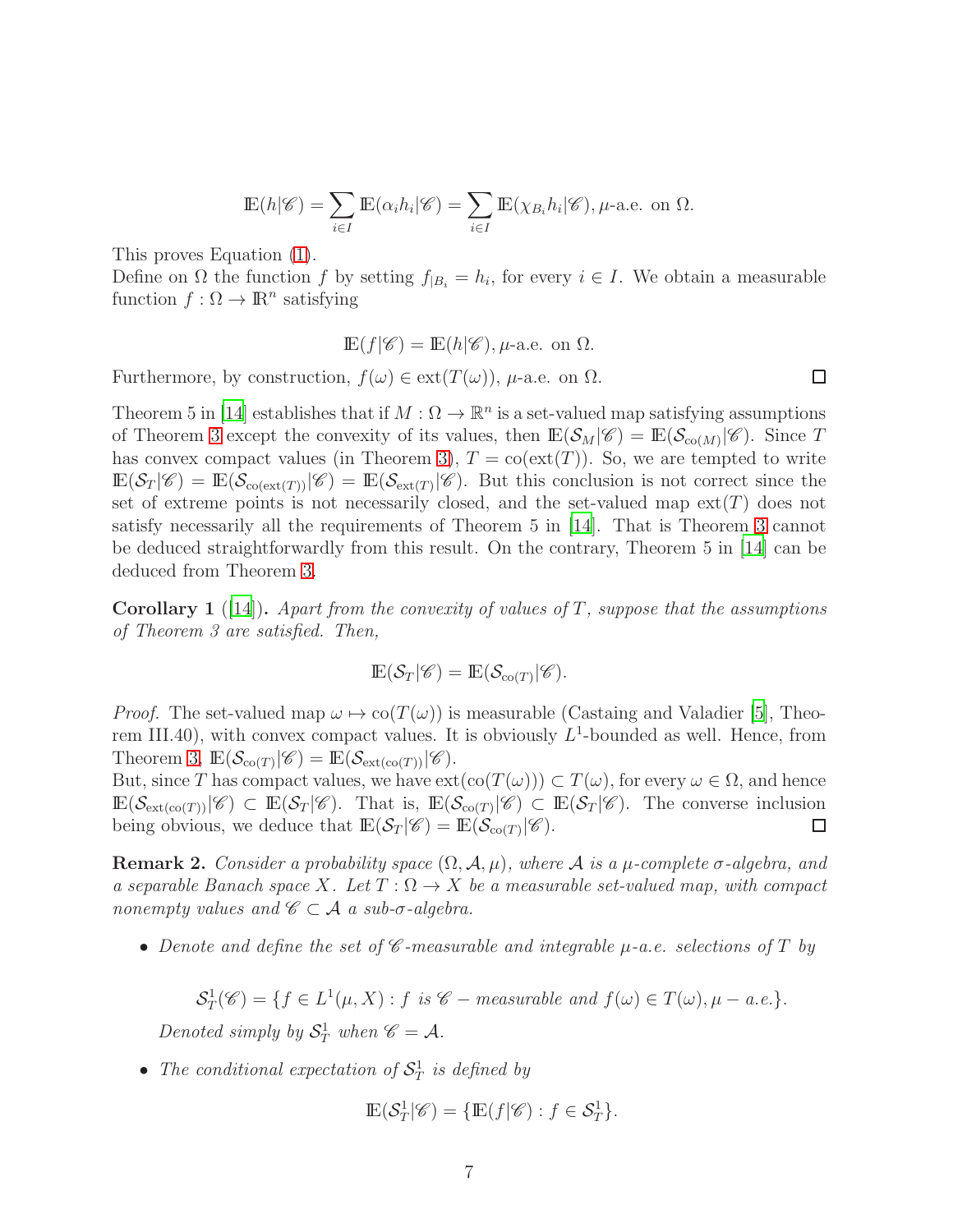$$\mathbb{E}(h|\mathscr{C}) = \sum_{i\in I} \mathbb{E}(\alpha_i h_i|\mathscr{C}) = \sum_{i\in I} \mathbb{E}(\chi_{B_i} h_i|\mathscr{C}), \mu\text{-a.e. on } \Omega.$$

This proves Equation (1).
Define on $\Omega$ the function $f$ by setting $f_{|B_i} = h_i$, for every $i \in I$. We obtain a measurable function $f : \Omega \to \mathbb{R}^n$ satisfying

$$\mathbb{E}(f|\mathscr{C}) = \mathbb{E}(h|\mathscr{C}), \mu\text{-a.e. on } \Omega.$$

Furthermore, by construction, $f(\omega) \in \text{ext}(T(\omega))$, $\mu$-a.e. on $\Omega$. ◻

Theorem 5 in [14] establishes that if $M : \Omega \to \mathbb{R}^n$ is a set-valued map satisfying assumptions of Theorem 3 except the convexity of its values, then $\mathbb{E}(\mathcal{S}_M|\mathscr{C}) = \mathbb{E}(\mathcal{S}_{\text{co}(M)}|\mathscr{C})$. Since $T$ has convex compact values (in Theorem 3), $T = \text{co}(\text{ext}(T))$. So, we are tempted to write $\mathbb{E}(\mathcal{S}_T|\mathscr{C}) = \mathbb{E}(\mathcal{S}_{\text{co}(\text{ext}(T))}|\mathscr{C}) = \mathbb{E}(\mathcal{S}_{\text{ext}(T)}|\mathscr{C})$. But this conclusion is not correct since the set of extreme points is not necessarily closed, and the set-valued map $\text{ext}(T)$ does not satisfy necessarily all the requirements of Theorem 5 in [14]. That is Theorem 3 cannot be deduced straightforwardly from this result. On the contrary, Theorem 5 in [14] can be deduced from Theorem 3.

**Corollary 1** ([14]). *Apart from the convexity of values of $T$, suppose that the assumptions of Theorem 3 are satisfied. Then,*

$$\mathbb{E}(\mathcal{S}_T|\mathscr{C}) = \mathbb{E}(\mathcal{S}_{\text{co}(T)}|\mathscr{C}).$$

*Proof.* The set-valued map $\omega \mapsto \text{co}(T(\omega))$ is measurable (Castaing and Valadier [5], Theorem III.40), with convex compact values. It is obviously $L^1$-bounded as well. Hence, from Theorem 3, $\mathbb{E}(\mathcal{S}_{\text{co}(T)}|\mathscr{C}) = \mathbb{E}(\mathcal{S}_{\text{ext}(\text{co}(T))}|\mathscr{C})$.
But, since $T$ has compact values, we have $\text{ext}(\text{co}(T(\omega))) \subset T(\omega)$, for every $\omega \in \Omega$, and hence $\mathbb{E}(\mathcal{S}_{\text{ext}(\text{co}(T))}|\mathscr{C}) \subset \mathbb{E}(\mathcal{S}_T|\mathscr{C})$. That is, $\mathbb{E}(\mathcal{S}_{\text{co}(T)}|\mathscr{C}) \subset \mathbb{E}(\mathcal{S}_T|\mathscr{C})$. The converse inclusion being obvious, we deduce that $\mathbb{E}(\mathcal{S}_T|\mathscr{C}) = \mathbb{E}(\mathcal{S}_{\text{co}(T)}|\mathscr{C})$. ◻

**Remark 2.** *Consider a probability space $(\Omega, \mathcal{A}, \mu)$, where $\mathcal{A}$ is a $\mu$-complete $\sigma$-algebra, and a separable Banach space $X$. Let $T : \Omega \to X$ be a measurable set-valued map, with compact nonempty values and $\mathscr{C} \subset \mathcal{A}$ a sub-$\sigma$-algebra.*

- *Denote and define the set of $\mathscr{C}$-measurable and integrable $\mu$-a.e. selections of $T$ by*

$$\mathcal{S}^1_T(\mathscr{C}) = \{f \in L^1(\mu, X) : f \text{ is } \mathscr{C}-\text{measurable and } f(\omega) \in T(\omega), \mu - a.e.\}.$$

  *Denoted simply by $\mathcal{S}^1_T$ when $\mathscr{C} = \mathcal{A}$.*

- *The conditional expectation of $\mathcal{S}^1_T$ is defined by*

$$\mathbb{E}(\mathcal{S}^1_T|\mathscr{C}) = \{\mathbb{E}(f|\mathscr{C}) : f \in \mathcal{S}^1_T\}.$$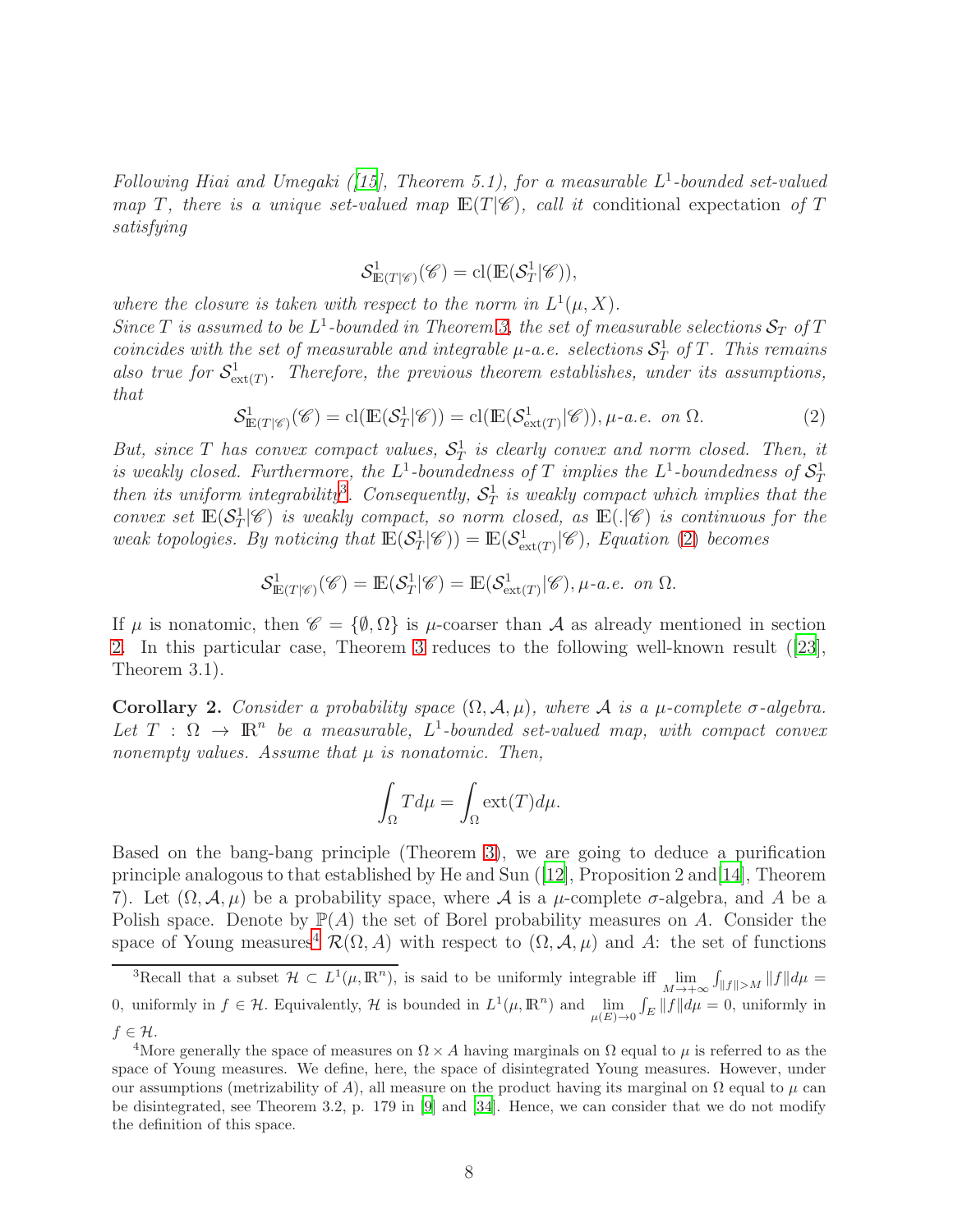*Following Hiai and Umegaki ([15], Theorem 5.1), for a measurable $L^1$-bounded set-valued map $T$, there is a unique set-valued map $\mathbb{E}(T|\mathscr{C})$, call it* conditional expectation *of $T$ satisfying*

$$\mathcal{S}^1_{\mathbb{E}(T|\mathscr{C})}(\mathscr{C}) = \text{cl}(\mathbb{E}(\mathcal{S}^1_T|\mathscr{C})),$$

*where the closure is taken with respect to the norm in $L^1(\mu, X)$.*
*Since $T$ is assumed to be $L^1$-bounded in Theorem 3, the set of measurable selections $\mathcal{S}_T$ of $T$ coincides with the set of measurable and integrable $\mu$-a.e. selections $\mathcal{S}^1_T$ of $T$. This remains also true for $\mathcal{S}^1_{\text{ext}(T)}$. Therefore, the previous theorem establishes, under its assumptions, that*

$$\mathcal{S}^1_{\mathbb{E}(T|\mathscr{C})}(\mathscr{C}) = \text{cl}(\mathbb{E}(\mathcal{S}^1_T|\mathscr{C})) = \text{cl}(\mathbb{E}(\mathcal{S}^1_{\text{ext}(T)}|\mathscr{C})), \mu\text{-a.e. on } \Omega. \tag{2}$$

*But, since $T$ has convex compact values, $\mathcal{S}^1_T$ is clearly convex and norm closed. Then, it is weakly closed. Furthermore, the $L^1$-boundedness of $T$ implies the $L^1$-boundedness of $\mathcal{S}^1_T$ then its uniform integrability[3]. Consequently, $\mathcal{S}^1_T$ is weakly compact which implies that the convex set $\mathbb{E}(\mathcal{S}^1_T|\mathscr{C})$ is weakly compact, so norm closed, as $\mathbb{E}(.|\mathscr{C})$ is continuous for the weak topologies. By noticing that $\mathbb{E}(\mathcal{S}^1_T|\mathscr{C})) = \mathbb{E}(\mathcal{S}^1_{\text{ext}(T)}|\mathscr{C})$, Equation (2) becomes*

$$\mathcal{S}^1_{\mathbb{E}(T|\mathscr{C})}(\mathscr{C}) = \mathbb{E}(\mathcal{S}^1_T|\mathscr{C}) = \mathbb{E}(\mathcal{S}^1_{\text{ext}(T)}|\mathscr{C}), \mu\text{-a.e. on } \Omega.$$

If $\mu$ is nonatomic, then $\mathscr{C} = \{\emptyset, \Omega\}$ is $\mu$-coarser than $\mathcal{A}$ as already mentioned in section 2. In this particular case, Theorem 3 reduces to the following well-known result ([23], Theorem 3.1).

**Corollary 2.** *Consider a probability space $(\Omega, \mathcal{A}, \mu)$, where $\mathcal{A}$ is a $\mu$-complete $\sigma$-algebra. Let $T : \Omega \to \mathbb{R}^n$ be a measurable, $L^1$-bounded set-valued map, with compact convex nonempty values. Assume that $\mu$ is nonatomic. Then,*

$$\int_\Omega T d\mu = \int_\Omega \text{ext}(T) d\mu.$$

Based on the bang-bang principle (Theorem 3), we are going to deduce a purification principle analogous to that established by He and Sun ([12], Proposition 2 and[14], Theorem 7). Let $(\Omega, \mathcal{A}, \mu)$ be a probability space, where $\mathcal{A}$ is a $\mu$-complete $\sigma$-algebra, and $A$ be a Polish space. Denote by $\mathbb{P}(A)$ the set of Borel probability measures on $A$. Consider the space of Young measures[4] $\mathcal{R}(\Omega, A)$ with respect to $(\Omega, \mathcal{A}, \mu)$ and $A$: the set of functions

---

[3] Recall that a subset $\mathcal{H} \subset L^1(\mu, \mathbb{R}^n)$, is said to be uniformly integrable iff $\lim_{M \to +\infty} \int_{\|f\| > M} \|f\| d\mu = 0$, uniformly in $f \in \mathcal{H}$. Equivalently, $\mathcal{H}$ is bounded in $L^1(\mu, \mathbb{R}^n)$ and $\lim_{\mu(E) \to 0} \int_E \|f\| d\mu = 0$, uniformly in $f \in \mathcal{H}$.

[4] More generally the space of measures on $\Omega \times A$ having marginals on $\Omega$ equal to $\mu$ is referred to as the space of Young measures. We define, here, the space of disintegrated Young measures. However, under our assumptions (metrizability of $A$), all measure on the product having its marginal on $\Omega$ equal to $\mu$ can be disintegrated, see Theorem 3.2, p. 179 in [9] and [34]. Hence, we can consider that we do not modify the definition of this space.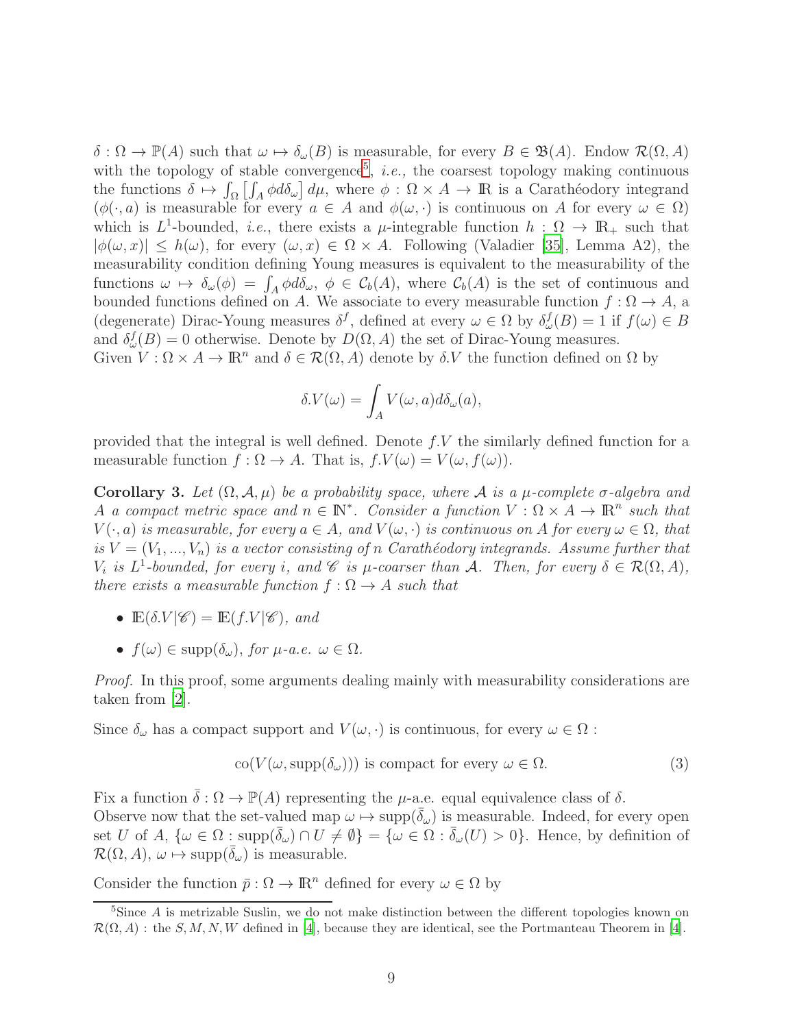$\delta : \Omega \to \mathbb{P}(A)$ such that $\omega \mapsto \delta_\omega(B)$ is measurable, for every $B \in \mathfrak{B}(A)$. Endow $\mathcal{R}(\Omega, A)$ with the topology of stable convergence[5], *i.e.,* the coarsest topology making continuous the functions $\delta \mapsto \int_\Omega \left[\int_A \phi d\delta_\omega\right] d\mu$, where $\phi : \Omega \times A \to \mathbb{R}$ is a Carathéodory integrand ($\phi(\cdot, a)$ is measurable for every $a \in A$ and $\phi(\omega, \cdot)$ is continuous on $A$ for every $\omega \in \Omega$) which is $L^1$-bounded, *i.e.*, there exists a $\mu$-integrable function $h : \Omega \to \mathbb{R}_+$ such that $|\phi(\omega, x)| \leq h(\omega)$, for every $(\omega, x) \in \Omega \times A$. Following (Valadier [35], Lemma A2), the measurability condition defining Young measures is equivalent to the measurability of the functions $\omega \mapsto \delta_\omega(\phi) = \int_A \phi d\delta_\omega$, $\phi \in \mathcal{C}_b(A)$, where $\mathcal{C}_b(A)$ is the set of continuous and bounded functions defined on $A$. We associate to every measurable function $f : \Omega \to A$, a (degenerate) Dirac-Young measures $\delta^f$, defined at every $\omega \in \Omega$ by $\delta^f_\omega(B) = 1$ if $f(\omega) \in B$ and $\delta^f_\omega(B) = 0$ otherwise. Denote by $D(\Omega, A)$ the set of Dirac-Young measures.
Given $V : \Omega \times A \to \mathbb{R}^n$ and $\delta \in \mathcal{R}(\Omega, A)$ denote by $\delta.V$ the function defined on $\Omega$ by

$$\delta.V(\omega) = \int_A V(\omega, a) d\delta_\omega(a),$$

provided that the integral is well defined. Denote $f.V$ the similarly defined function for a measurable function $f : \Omega \to A$. That is, $f.V(\omega) = V(\omega, f(\omega))$.

**Corollary 3.** *Let $(\Omega, \mathcal{A}, \mu)$ be a probability space, where $\mathcal{A}$ is a $\mu$-complete $\sigma$-algebra and $A$ a compact metric space and $n \in \mathbb{N}^*$. Consider a function $V : \Omega \times A \to \mathbb{R}^n$ such that $V(\cdot, a)$ is measurable, for every $a \in A$, and $V(\omega, \cdot)$ is continuous on $A$ for every $\omega \in \Omega$, that is $V = (V_1, ..., V_n)$ is a vector consisting of $n$ Carathéodory integrands. Assume further that $V_i$ is $L^1$-bounded, for every $i$, and $\mathscr{C}$ is $\mu$-coarser than $\mathcal{A}$. Then, for every $\delta \in \mathcal{R}(\Omega, A)$, there exists a measurable function $f : \Omega \to A$ such that*

- $\mathbb{E}(\delta.V|\mathscr{C}) = \mathbb{E}(f.V|\mathscr{C})$, *and*
- $f(\omega) \in \text{supp}(\delta_\omega)$, *for $\mu$-a.e. $\omega \in \Omega$.*

*Proof.* In this proof, some arguments dealing mainly with measurability considerations are taken from [2].

Since $\delta_\omega$ has a compact support and $V(\omega, \cdot)$ is continuous, for every $\omega \in \Omega$ :

$$\text{co}(V(\omega, \text{supp}(\delta_\omega))) \text{ is compact for every } \omega \in \Omega. \tag{3}$$

Fix a function $\bar{\delta} : \Omega \to \mathbb{P}(A)$ representing the $\mu$-a.e. equal equivalence class of $\delta$.
Observe now that the set-valued map $\omega \mapsto \text{supp}(\bar{\delta}_\omega)$ is measurable. Indeed, for every open set $U$ of $A$, $\{\omega \in \Omega : \text{supp}(\bar{\delta}_\omega) \cap U \neq \emptyset\} = \{\omega \in \Omega : \bar{\delta}_\omega(U) > 0\}$. Hence, by definition of $\mathcal{R}(\Omega, A)$, $\omega \mapsto \text{supp}(\bar{\delta}_\omega)$ is measurable.

Consider the function $\bar{p} : \Omega \to \mathbb{R}^n$ defined for every $\omega \in \Omega$ by

[5] Since $A$ is metrizable Suslin, we do not make distinction between the different topologies known on $\mathcal{R}(\Omega, A)$ : the $S, M, N, W$ defined in [4], because they are identical, see the Portmanteau Theorem in [4].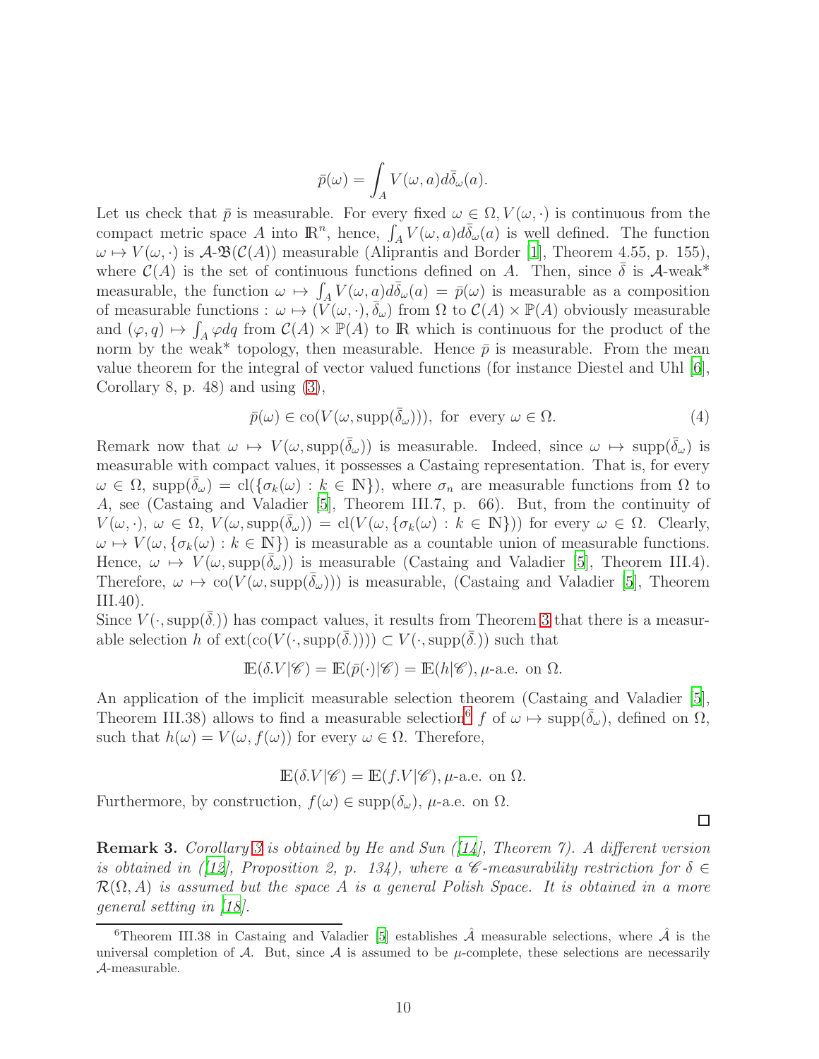$$\bar{p}(\omega) = \int_A V(\omega, a) d\bar{\delta}_\omega(a).$$

Let us check that $\bar{p}$ is measurable. For every fixed $\omega \in \Omega, V(\omega, \cdot)$ is continuous from the compact metric space $A$ into $\mathbb{R}^n$, hence, $\int_A V(\omega, a) d\bar{\delta}_\omega(a)$ is well defined. The function $\omega \mapsto V(\omega, \cdot)$ is $\mathcal{A}$-$\mathfrak{B}(\mathcal{C}(A))$ measurable (Aliprantis and Border [1], Theorem 4.55, p. 155), where $\mathcal{C}(A)$ is the set of continuous functions defined on $A$. Then, since $\bar{\delta}$ is $\mathcal{A}$-weak* measurable, the function $\omega \mapsto \int_A V(\omega, a) d\bar{\delta}_\omega(a) = \bar{p}(\omega)$ is measurable as a composition of measurable functions : $\omega \mapsto (V(\omega, \cdot), \bar{\delta}_\omega)$ from $\Omega$ to $\mathcal{C}(A) \times \mathbb{P}(A)$ obviously measurable and $(\varphi, q) \mapsto \int_A \varphi dq$ from $\mathcal{C}(A) \times \mathbb{P}(A)$ to $\mathbb{R}$ which is continuous for the product of the norm by the weak* topology, then measurable. Hence $\bar{p}$ is measurable. From the mean value theorem for the integral of vector valued functions (for instance Diestel and Uhl [6], Corollary 8, p. 48) and using (3),

$$\bar{p}(\omega) \in \text{co}(V(\omega, \text{supp}(\bar{\delta}_\omega))), \text{ for every } \omega \in \Omega. \tag{4}$$

Remark now that $\omega \mapsto V(\omega, \text{supp}(\bar{\delta}_\omega))$ is measurable. Indeed, since $\omega \mapsto \text{supp}(\bar{\delta}_\omega)$ is measurable with compact values, it possesses a Castaing representation. That is, for every $\omega \in \Omega$, $\text{supp}(\bar{\delta}_\omega) = \text{cl}(\{\sigma_k(\omega) : k \in \mathbb{N}\})$, where $\sigma_n$ are measurable functions from $\Omega$ to $A$, see (Castaing and Valadier [5], Theorem III.7, p. 66). But, from the continuity of $V(\omega, \cdot)$, $\omega \in \Omega$, $V(\omega, \text{supp}(\bar{\delta}_\omega)) = \text{cl}(V(\omega, \{\sigma_k(\omega) : k \in \mathbb{N}\}))$ for every $\omega \in \Omega$. Clearly, $\omega \mapsto V(\omega, \{\sigma_k(\omega) : k \in \mathbb{N}\})$ is measurable as a countable union of measurable functions. Hence, $\omega \mapsto V(\omega, \text{supp}(\bar{\delta}_\omega))$ is measurable (Castaing and Valadier [5], Theorem III.4). Therefore, $\omega \mapsto \text{co}(V(\omega, \text{supp}(\bar{\delta}_\omega)))$ is measurable, (Castaing and Valadier [5], Theorem III.40).

Since $V(\cdot, \text{supp}(\bar{\delta}_\cdot))$ has compact values, it results from Theorem 3 that there is a measurable selection $h$ of $\text{ext}(\text{co}(V(\cdot, \text{supp}(\bar{\delta}_\cdot)))) \subset V(\cdot, \text{supp}(\bar{\delta}_\cdot))$ such that

$$\mathbb{E}(\delta.V|\mathscr{C}) = \mathbb{E}(\bar{p}(\cdot)|\mathscr{C}) = \mathbb{E}(h|\mathscr{C}), \mu\text{-a.e. on } \Omega.$$

An application of the implicit measurable selection theorem (Castaing and Valadier [5], Theorem III.38) allows to find a measurable selection[6] $f$ of $\omega \mapsto \text{supp}(\bar{\delta}_\omega)$, defined on $\Omega$, such that $h(\omega) = V(\omega, f(\omega))$ for every $\omega \in \Omega$. Therefore,

$$\mathbb{E}(\delta.V|\mathscr{C}) = \mathbb{E}(f.V|\mathscr{C}), \mu\text{-a.e. on } \Omega.$$

Furthermore, by construction, $f(\omega) \in \text{supp}(\delta_\omega)$, $\mu$-a.e. on $\Omega$.

□

**Remark 3.** *Corollary 3 is obtained by He and Sun ([14], Theorem 7). A different version is obtained in ([12], Proposition 2, p. 134), where a $\mathscr{C}$-measurability restriction for $\delta \in \mathcal{R}(\Omega, A)$ is assumed but the space $A$ is a general Polish Space. It is obtained in a more general setting in [18].*

---

[6] Theorem III.38 in Castaing and Valadier [5] establishes $\hat{\mathcal{A}}$ measurable selections, where $\hat{\mathcal{A}}$ is the universal completion of $\mathcal{A}$. But, since $\mathcal{A}$ is assumed to be $\mu$-complete, these selections are necessarily $\mathcal{A}$-measurable.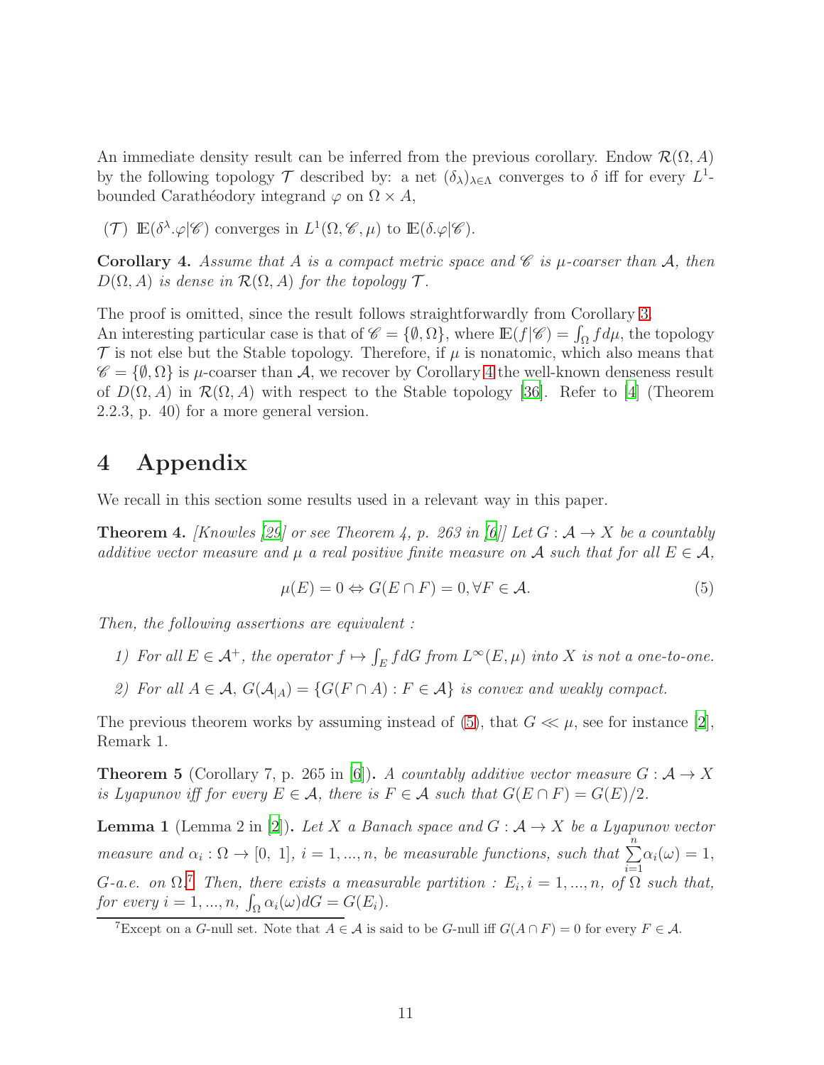An immediate density result can be inferred from the previous corollary. Endow $\mathcal{R}(\Omega, A)$ by the following topology $\mathcal{T}$ described by: a net $(\delta_\lambda)_{\lambda\in\Lambda}$ converges to $\delta$ iff for every $L^1$-bounded Carathéodory integrand $\varphi$ on $\Omega \times A$,

($\mathcal{T}$) $\mathbb{E}(\delta^\lambda.\varphi|\mathscr{C})$ converges in $L^1(\Omega, \mathscr{C}, \mu)$ to $\mathbb{E}(\delta.\varphi|\mathscr{C})$.

**Corollary 4.** *Assume that $A$ is a compact metric space and $\mathscr{C}$ is $\mu$-coarser than $\mathcal{A}$, then $D(\Omega, A)$ is dense in $\mathcal{R}(\Omega, A)$ for the topology $\mathcal{T}$.*

The proof is omitted, since the result follows straightforwardly from Corollary 3.
An interesting particular case is that of $\mathscr{C} = \{\emptyset, \Omega\}$, where $\mathbb{E}(f|\mathscr{C}) = \int_\Omega f d\mu$, the topology $\mathcal{T}$ is not else but the Stable topology. Therefore, if $\mu$ is nonatomic, which also means that $\mathscr{C} = \{\emptyset, \Omega\}$ is $\mu$-coarser than $\mathcal{A}$, we recover by Corollary 4 the well-known denseness result of $D(\Omega, A)$ in $\mathcal{R}(\Omega, A)$ with respect to the Stable topology [36]. Refer to [4] (Theorem 2.2.3, p. 40) for a more general version.

# 4 Appendix

We recall in this section some results used in a relevant way in this paper.

**Theorem 4.** *[Knowles [29] or see Theorem 4, p. 263 in [6]] Let $G : \mathcal{A} \to X$ be a countably additive vector measure and $\mu$ a real positive finite measure on $\mathcal{A}$ such that for all $E \in \mathcal{A}$,*

$$\mu(E) = 0 \Leftrightarrow G(E \cap F) = 0, \forall F \in \mathcal{A}. \tag{5}$$

*Then, the following assertions are equivalent :*

*1) For all $E \in \mathcal{A}^+$, the operator $f \mapsto \int_E f dG$ from $L^\infty(E, \mu)$ into $X$ is not a one-to-one.*

*2) For all $A \in \mathcal{A}$, $G(\mathcal{A}_{|A}) = \{G(F \cap A) : F \in \mathcal{A}\}$ is convex and weakly compact.*

The previous theorem works by assuming instead of (5), that $G \ll \mu$, see for instance [2], Remark 1.

**Theorem 5** (Corollary 7, p. 265 in [6])**.** *A countably additive vector measure $G : \mathcal{A} \to X$ is Lyapunov iff for every $E \in \mathcal{A}$, there is $F \in \mathcal{A}$ such that $G(E \cap F) = G(E)/2$.*

**Lemma 1** (Lemma 2 in [2])**.** *Let $X$ a Banach space and $G : \mathcal{A} \to X$ be a Lyapunov vector measure and $\alpha_i : \Omega \to [0,\ 1]$, $i = 1, ..., n$, be measurable functions, such that $\sum_{i=1}^{n} \alpha_i(\omega) = 1$, $G$-a.e. on $\Omega$.[7] Then, there exists a measurable partition : $E_i, i = 1, ..., n$, of $\Omega$ such that, for every $i = 1, ..., n$, $\int_\Omega \alpha_i(\omega) dG = G(E_i)$.*

[7] Except on a $G$-null set. Note that $A \in \mathcal{A}$ is said to be $G$-null iff $G(A \cap F) = 0$ for every $F \in \mathcal{A}$.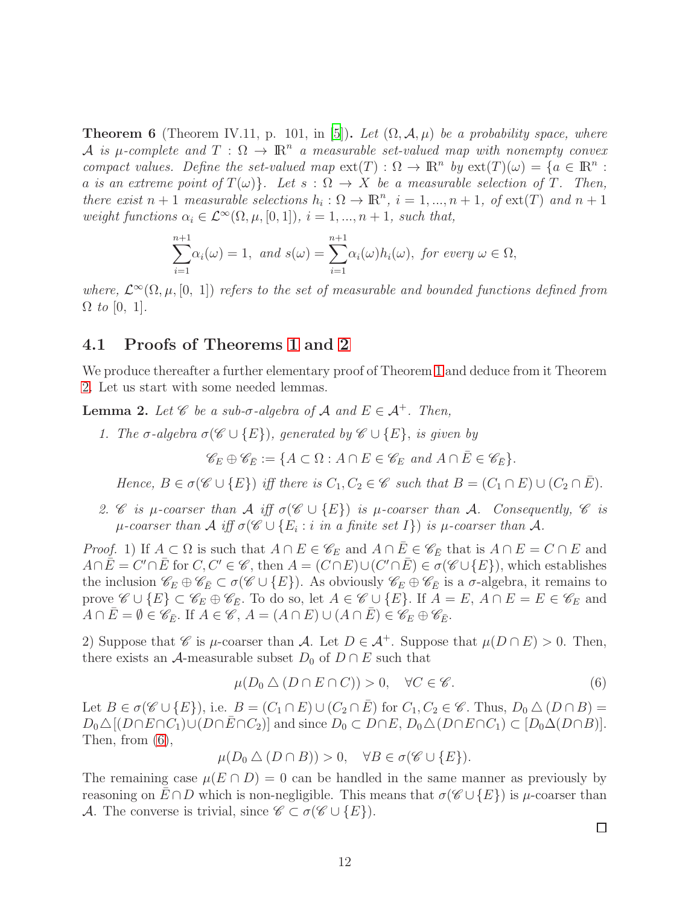**Theorem 6** (Theorem IV.11, p. 101, in [5]). *Let $(\Omega, \mathcal{A}, \mu)$ be a probability space, where $\mathcal{A}$ is $\mu$-complete and $T : \Omega \to \mathbb{R}^n$ a measurable set-valued map with nonempty convex compact values. Define the set-valued map $\text{ext}(T) : \Omega \to \mathbb{R}^n$ by $\text{ext}(T)(\omega) = \{a \in \mathbb{R}^n : a$ is an extreme point of $T(\omega)\}$. Let $s : \Omega \to X$ be a measurable selection of $T$. Then, there exist $n+1$ measurable selections $h_i : \Omega \to \mathbb{R}^n$, $i = 1, ..., n+1$, of $\text{ext}(T)$ and $n+1$ weight functions $\alpha_i \in \mathcal{L}^\infty(\Omega, \mu, [0, 1])$, $i = 1, ..., n+1$, such that,*

$$\sum_{i=1}^{n+1} \alpha_i(\omega) = 1, \text{ and } s(\omega) = \sum_{i=1}^{n+1} \alpha_i(\omega) h_i(\omega), \text{ for every } \omega \in \Omega,$$

*where, $\mathcal{L}^\infty(\Omega, \mu, [0,\ 1])$ refers to the set of measurable and bounded functions defined from $\Omega$ to $[0,\ 1]$.*

## 4.1 Proofs of Theorems 1 and 2

We produce thereafter a further elementary proof of Theorem 1 and deduce from it Theorem 2. Let us start with some needed lemmas.

**Lemma 2.** *Let $\mathscr{C}$ be a sub-$\sigma$-algebra of $\mathcal{A}$ and $E \in \mathcal{A}^+$. Then,*

1. *The $\sigma$-algebra $\sigma(\mathscr{C} \cup \{E\})$, generated by $\mathscr{C} \cup \{E\}$, is given by*

$$\mathscr{C}_E \oplus \mathscr{C}_{\bar{E}} := \{A \subset \Omega : A \cap E \in \mathscr{C}_E \text{ and } A \cap \bar{E} \in \mathscr{C}_{\bar{E}}\}.$$

   *Hence, $B \in \sigma(\mathscr{C} \cup \{E\})$ iff there is $C_1, C_2 \in \mathscr{C}$ such that $B = (C_1 \cap E) \cup (C_2 \cap \bar{E})$.*

2. *$\mathscr{C}$ is $\mu$-coarser than $\mathcal{A}$ iff $\sigma(\mathscr{C} \cup \{E\})$ is $\mu$-coarser than $\mathcal{A}$. Consequently, $\mathscr{C}$ is $\mu$-coarser than $\mathcal{A}$ iff $\sigma(\mathscr{C} \cup \{E_i : i \text{ in a finite set } I\})$ is $\mu$-coarser than $\mathcal{A}$.*

*Proof.* 1) If $A \subset \Omega$ is such that $A \cap E \in \mathscr{C}_E$ and $A \cap \bar{E} \in \mathscr{C}_{\bar{E}}$ that is $A \cap E = C \cap E$ and $A \cap \bar{E} = C' \cap \bar{E}$ for $C, C' \in \mathscr{C}$, then $A = (C \cap E) \cup (C' \cap \bar{E}) \in \sigma(\mathscr{C} \cup \{E\})$, which establishes the inclusion $\mathscr{C}_E \oplus \mathscr{C}_{\bar{E}} \subset \sigma(\mathscr{C} \cup \{E\})$. As obviously $\mathscr{C}_E \oplus \mathscr{C}_{\bar{E}}$ is a $\sigma$-algebra, it remains to prove $\mathscr{C} \cup \{E\} \subset \mathscr{C}_E \oplus \mathscr{C}_{\bar{E}}$. To do so, let $A \in \mathscr{C} \cup \{E\}$. If $A = E$, $A \cap E = E \in \mathscr{C}_E$ and $A \cap \bar{E} = \emptyset \in \mathscr{C}_{\bar{E}}$. If $A \in \mathscr{C}$, $A = (A \cap E) \cup (A \cap \bar{E}) \in \mathscr{C}_E \oplus \mathscr{C}_{\bar{E}}$.

2) Suppose that $\mathscr{C}$ is $\mu$-coarser than $\mathcal{A}$. Let $D \in \mathcal{A}^+$. Suppose that $\mu(D \cap E) > 0$. Then, there exists an $\mathcal{A}$-measurable subset $D_0$ of $D \cap E$ such that

$$\mu(D_0 \bigtriangleup (D \cap E \cap C)) > 0, \quad \forall C \in \mathscr{C}. \tag{6}$$

Let $B \in \sigma(\mathscr{C} \cup \{E\})$, i.e. $B = (C_1 \cap E) \cup (C_2 \cap \bar{E})$ for $C_1, C_2 \in \mathscr{C}$. Thus, $D_0 \bigtriangleup (D \cap B) = D_0 \triangle [(D \cap E \cap C_1) \cup (D \cap \bar{E} \cap C_2)]$ and since $D_0 \subset D \cap E$, $D_0 \triangle (D \cap E \cap C_1) \subset [D_0 \Delta (D \cap B)]$. Then, from (6),

$$\mu(D_0 \bigtriangleup (D \cap B)) > 0, \quad \forall B \in \sigma(\mathscr{C} \cup \{E\}).$$

The remaining case $\mu(E \cap D) = 0$ can be handled in the same manner as previously by reasoning on $\bar{E} \cap D$ which is non-negligible. This means that $\sigma(\mathscr{C} \cup \{E\})$ is $\mu$-coarser than $\mathcal{A}$. The converse is trivial, since $\mathscr{C} \subset \sigma(\mathscr{C} \cup \{E\})$.

$\square$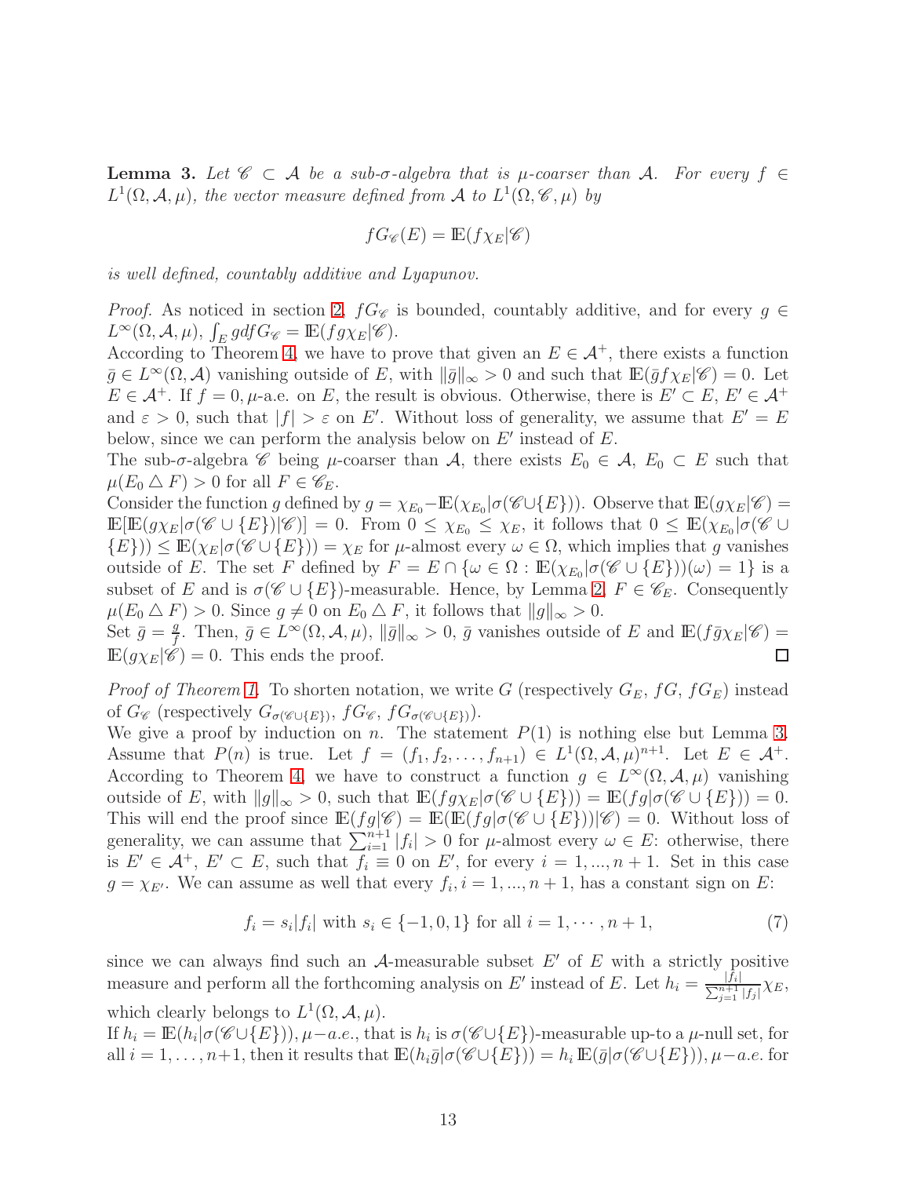**Lemma 3.** *Let $\mathscr{C} \subset \mathcal{A}$ be a sub-$\sigma$-algebra that is $\mu$-coarser than $\mathcal{A}$. For every $f \in L^1(\Omega, \mathcal{A}, \mu)$, the vector measure defined from $\mathcal{A}$ to $L^1(\Omega, \mathscr{C}, \mu)$ by*

$$fG_{\mathscr{C}}(E) = \mathbb{E}(f\chi_E|\mathscr{C})$$

*is well defined, countably additive and Lyapunov.*

*Proof.* As noticed in section 2, $fG_{\mathscr{C}}$ is bounded, countably additive, and for every $g \in L^\infty(\Omega, \mathcal{A}, \mu)$, $\int_E g df G_{\mathscr{C}} = \mathbb{E}(fg\chi_E|\mathscr{C})$.
According to Theorem 4, we have to prove that given an $E \in \mathcal{A}^+$, there exists a function $\bar{g} \in L^\infty(\Omega, \mathcal{A})$ vanishing outside of $E$, with $\|\bar{g}\|_\infty > 0$ and such that $\mathbb{E}(\bar{g}f\chi_E|\mathscr{C}) = 0$. Let $E \in \mathcal{A}^+$. If $f = 0, \mu$-a.e. on $E$, the result is obvious. Otherwise, there is $E' \subset E$, $E' \in \mathcal{A}^+$ and $\varepsilon > 0$, such that $|f| > \varepsilon$ on $E'$. Without loss of generality, we assume that $E' = E$ below, since we can perform the analysis below on $E'$ instead of $E$.
The sub-$\sigma$-algebra $\mathscr{C}$ being $\mu$-coarser than $\mathcal{A}$, there exists $E_0 \in \mathcal{A}$, $E_0 \subset E$ such that $\mu(E_0 \triangle F) > 0$ for all $F \in \mathscr{C}_E$.
Consider the function $g$ defined by $g = \chi_{E_0} - \mathbb{E}(\chi_{E_0}|\sigma(\mathscr{C} \cup \{E\}))$. Observe that $\mathbb{E}(g\chi_E|\mathscr{C}) = \mathbb{E}[\mathbb{E}(g\chi_E|\sigma(\mathscr{C} \cup \{E\})|\mathscr{C})] = 0$. From $0 \le \chi_{E_0} \le \chi_E$, it follows that $0 \le \mathbb{E}(\chi_{E_0}|\sigma(\mathscr{C} \cup \{E\})) \le \mathbb{E}(\chi_E|\sigma(\mathscr{C} \cup \{E\})) = \chi_E$ for $\mu$-almost every $\omega \in \Omega$, which implies that $g$ vanishes outside of $E$. The set $F$ defined by $F = E \cap \{\omega \in \Omega : \mathbb{E}(\chi_{E_0}|\sigma(\mathscr{C} \cup \{E\}))(\omega) = 1\}$ is a subset of $E$ and is $\sigma(\mathscr{C} \cup \{E\})$-measurable. Hence, by Lemma 2, $F \in \mathscr{C}_E$. Consequently $\mu(E_0 \triangle F) > 0$. Since $g \neq 0$ on $E_0 \triangle F$, it follows that $\|g\|_\infty > 0$.
Set $\bar{g} = \frac{g}{f}$. Then, $\bar{g} \in L^\infty(\Omega, \mathcal{A}, \mu)$, $\|\bar{g}\|_\infty > 0$, $\bar{g}$ vanishes outside of $E$ and $\mathbb{E}(f\bar{g}\chi_E|\mathscr{C}) = \mathbb{E}(g\chi_E|\mathscr{C}) = 0$. This ends the proof. ∎

*Proof of Theorem 1.* To shorten notation, we write $G$ (respectively $G_E$, $fG$, $fG_E$) instead of $G_{\mathscr{C}}$ (respectively $G_{\sigma(\mathscr{C} \cup \{E\})}$, $fG_{\mathscr{C}}$, $fG_{\sigma(\mathscr{C} \cup \{E\})}$).
We give a proof by induction on $n$. The statement $P(1)$ is nothing else but Lemma 3. Assume that $P(n)$ is true. Let $f = (f_1, f_2, \ldots, f_{n+1}) \in L^1(\Omega, \mathcal{A}, \mu)^{n+1}$. Let $E \in \mathcal{A}^+$. According to Theorem 4, we have to construct a function $g \in L^\infty(\Omega, \mathcal{A}, \mu)$ vanishing outside of $E$, with $\|g\|_\infty > 0$, such that $\mathbb{E}(fg\chi_E|\sigma(\mathscr{C} \cup \{E\})) = \mathbb{E}(fg|\sigma(\mathscr{C} \cup \{E\})) = 0$. This will end the proof since $\mathbb{E}(fg|\mathscr{C}) = \mathbb{E}(\mathbb{E}(fg|\sigma(\mathscr{C} \cup \{E\}))|\mathscr{C}) = 0$. Without loss of generality, we can assume that $\sum_{i=1}^{n+1} |f_i| > 0$ for $\mu$-almost every $\omega \in E$: otherwise, there is $E' \in \mathcal{A}^+$, $E' \subset E$, such that $f_i \equiv 0$ on $E'$, for every $i = 1, ..., n+1$. Set in this case $g = \chi_{E'}$. We can assume as well that every $f_i, i = 1, ..., n+1$, has a constant sign on $E$:

$$f_i = s_i|f_i| \text{ with } s_i \in \{-1, 0, 1\} \text{ for all } i = 1, \cdots, n+1, \tag{7}$$

since we can always find such an $\mathcal{A}$-measurable subset $E'$ of $E$ with a strictly positive measure and perform all the forthcoming analysis on $E'$ instead of $E$. Let $h_i = \frac{|f_i|}{\sum_{j=1}^{n+1} |f_j|}\chi_E$, which clearly belongs to $L^1(\Omega, \mathcal{A}, \mu)$.
If $h_i = \mathbb{E}(h_i|\sigma(\mathscr{C} \cup \{E\})), \mu-a.e.$, that is $h_i$ is $\sigma(\mathscr{C} \cup \{E\})$-measurable up-to a $\mu$-null set, for all $i = 1, \ldots, n+1$, then it results that $\mathbb{E}(h_i\bar{g}|\sigma(\mathscr{C} \cup \{E\})) = h_i\,\mathbb{E}(\bar{g}|\sigma(\mathscr{C} \cup \{E\})), \mu-a.e.$ for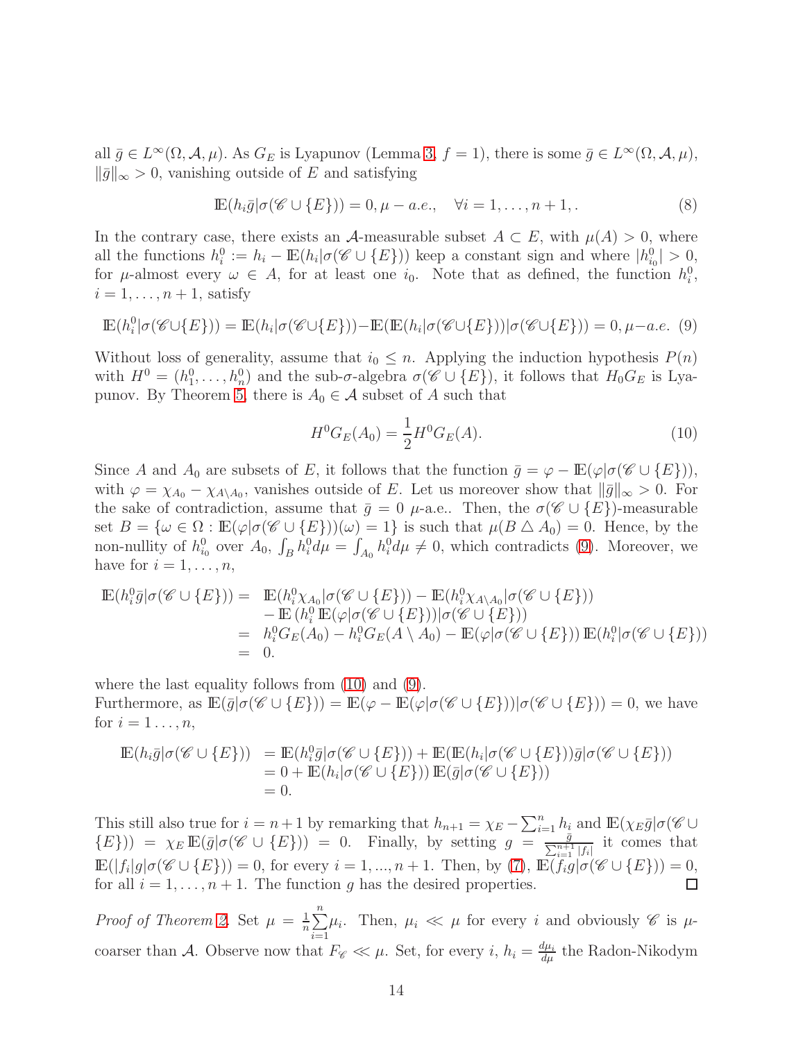all $\bar{g} \in L^\infty(\Omega, \mathcal{A}, \mu)$. As $G_E$ is Lyapunov (Lemma 3, $f = 1$), there is some $\bar{g} \in L^\infty(\Omega, \mathcal{A}, \mu)$, $\|\bar{g}\|_\infty > 0$, vanishing outside of $E$ and satisfying

$$\mathbb{E}(h_i \bar{g} | \sigma(\mathscr{C} \cup \{E\})) = 0, \mu - a.e., \quad \forall i = 1, \ldots, n+1, . \tag{8}$$

In the contrary case, there exists an $\mathcal{A}$-measurable subset $A \subset E$, with $\mu(A) > 0$, where all the functions $h_i^0 := h_i - \mathbb{E}(h_i | \sigma(\mathscr{C} \cup \{E\}))$ keep a constant sign and where $|h_{i_0}^0| > 0$, for $\mu$-almost every $\omega \in A$, for at least one $i_0$. Note that as defined, the function $h_i^0$, $i = 1, \ldots, n+1$, satisfy

$$\mathbb{E}(h_i^0 | \sigma(\mathscr{C} \cup \{E\})) = \mathbb{E}(h_i | \sigma(\mathscr{C} \cup \{E\})) - \mathbb{E}(\mathbb{E}(h_i | \sigma(\mathscr{C} \cup \{E\})) | \sigma(\mathscr{C} \cup \{E\})) = 0, \mu - a.e. \tag{9}$$

Without loss of generality, assume that $i_0 \leq n$. Applying the induction hypothesis $P(n)$ with $H^0 = (h_1^0, \ldots, h_n^0)$ and the sub-$\sigma$-algebra $\sigma(\mathscr{C} \cup \{E\})$, it follows that $H_0 G_E$ is Lyapunov. By Theorem 5, there is $A_0 \in \mathcal{A}$ subset of $A$ such that

$$H^0 G_E(A_0) = \frac{1}{2} H^0 G_E(A). \tag{10}$$

Since $A$ and $A_0$ are subsets of $E$, it follows that the function $\bar{g} = \varphi - \mathbb{E}(\varphi | \sigma(\mathscr{C} \cup \{E\}))$, with $\varphi = \chi_{A_0} - \chi_{A \setminus A_0}$, vanishes outside of $E$. Let us moreover show that $\|\bar{g}\|_\infty > 0$. For the sake of contradiction, assume that $\bar{g} = 0$ $\mu$-a.e.. Then, the $\sigma(\mathscr{C} \cup \{E\})$-measurable set $B = \{\omega \in \Omega : \mathbb{E}(\varphi | \sigma(\mathscr{C} \cup \{E\}))(\omega) = 1\}$ is such that $\mu(B \triangle A_0) = 0$. Hence, by the non-nullity of $h_{i_0}^0$ over $A_0$, $\int_B h_i^0 d\mu = \int_{A_0} h_i^0 d\mu \neq 0$, which contradicts (9). Moreover, we have for $i = 1, \ldots, n$,

$$\begin{aligned}
\mathbb{E}(h_i^0 \bar{g} | \sigma(\mathscr{C} \cup \{E\})) = \; & \mathbb{E}(h_i^0 \chi_{A_0} | \sigma(\mathscr{C} \cup \{E\})) - \mathbb{E}(h_i^0 \chi_{A \setminus A_0} | \sigma(\mathscr{C} \cup \{E\})) \\
& - \mathbb{E}\left(h_i^0 \, \mathbb{E}(\varphi | \sigma(\mathscr{C} \cup \{E\})) | \sigma(\mathscr{C} \cup \{E\})\right) \\
= \; & h_i^0 G_E(A_0) - h_i^0 G_E(A \setminus A_0) - \mathbb{E}(\varphi | \sigma(\mathscr{C} \cup \{E\})) \, \mathbb{E}(h_i^0 | \sigma(\mathscr{C} \cup \{E\})) \\
= \; & 0.
\end{aligned}$$

where the last equality follows from (10) and (9).
Furthermore, as $\mathbb{E}(\bar{g} | \sigma(\mathscr{C} \cup \{E\})) = \mathbb{E}(\varphi - \mathbb{E}(\varphi | \sigma(\mathscr{C} \cup \{E\})) | \sigma(\mathscr{C} \cup \{E\})) = 0$, we have for $i = 1 \ldots, n$,

$$\begin{aligned}
\mathbb{E}(h_i \bar{g} | \sigma(\mathscr{C} \cup \{E\})) & = \mathbb{E}(h_i^0 \bar{g} | \sigma(\mathscr{C} \cup \{E\})) + \mathbb{E}(\mathbb{E}(h_i | \sigma(\mathscr{C} \cup \{E\})) \bar{g} | \sigma(\mathscr{C} \cup \{E\})) \\
& = 0 + \mathbb{E}(h_i | \sigma(\mathscr{C} \cup \{E\})) \, \mathbb{E}(\bar{g} | \sigma(\mathscr{C} \cup \{E\})) \\
& = 0.
\end{aligned}$$

This still also true for $i = n+1$ by remarking that $h_{n+1} = \chi_E - \sum_{i=1}^n h_i$ and $\mathbb{E}(\chi_E \bar{g} | \sigma(\mathscr{C} \cup \{E\})) = \chi_E \, \mathbb{E}(\bar{g} | \sigma(\mathscr{C} \cup \{E\})) = 0$. Finally, by setting $g = \frac{\bar{g}}{\sum_{i=1}^{n+1} |f_i|}$ it comes that $\mathbb{E}(|f_i| g | \sigma(\mathscr{C} \cup \{E\})) = 0$, for every $i = 1, ..., n+1$. Then, by (7), $\mathbb{E}(f_i g | \sigma(\mathscr{C} \cup \{E\})) = 0$, for all $i = 1, \ldots, n+1$. The function $g$ has the desired properties. □

*Proof of Theorem 2.* Set $\mu = \frac{1}{n} \sum_{i=1}^n \mu_i$. Then, $\mu_i \ll \mu$ for every $i$ and obviously $\mathscr{C}$ is $\mu$-coarser than $\mathcal{A}$. Observe now that $F_{\mathscr{C}} \ll \mu$. Set, for every $i$, $h_i = \frac{d\mu_i}{d\mu}$ the Radon-Nikodym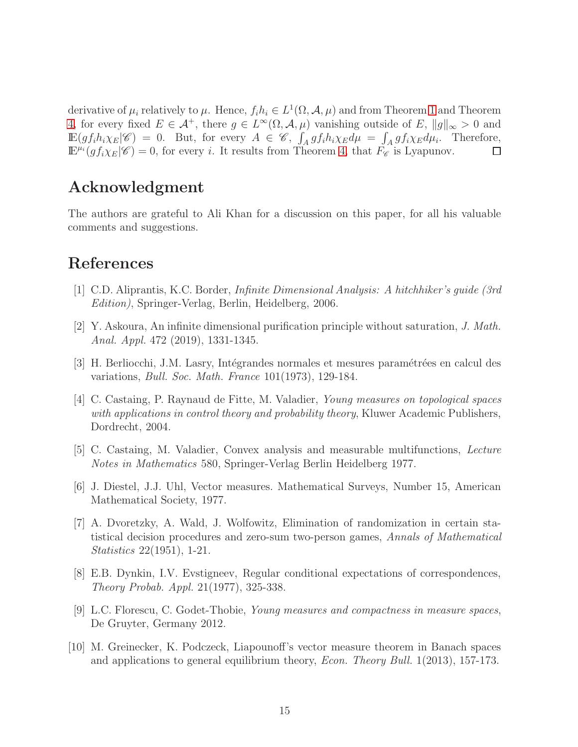derivative of $\mu_i$ relatively to $\mu$. Hence, $f_i h_i \in L^1(\Omega, \mathcal{A}, \mu)$ and from Theorem 1 and Theorem 4, for every fixed $E \in \mathcal{A}^+$, there $g \in L^\infty(\Omega, \mathcal{A}, \mu)$ vanishing outside of $E$, $\|g\|_\infty > 0$ and $\mathbb{E}(gf_ih_i\chi_E|\mathscr{C}) = 0$. But, for every $A \in \mathscr{C}$, $\int_A gf_ih_i\chi_E d\mu = \int_A gf_i\chi_E d\mu_i$. Therefore, $\mathbb{E}^{\mu_i}(gf_i\chi_E|\mathscr{C}) = 0$, for every $i$. It results from Theorem 4, that $F_{\mathscr{C}}$ is Lyapunov. □

## Acknowledgment

The authors are grateful to Ali Khan for a discussion on this paper, for all his valuable comments and suggestions.

## References

[1] C.D. Aliprantis, K.C. Border, *Infinite Dimensional Analysis: A hitchhiker's guide (3rd Edition)*, Springer-Verlag, Berlin, Heidelberg, 2006.

[2] Y. Askoura, An infinite dimensional purification principle without saturation, *J. Math. Anal. Appl.* 472 (2019), 1331-1345.

[3] H. Berliocchi, J.M. Lasry, Intégrandes normales et mesures paramétrées en calcul des variations, *Bull. Soc. Math. France* 101(1973), 129-184.

[4] C. Castaing, P. Raynaud de Fitte, M. Valadier, *Young measures on topological spaces with applications in control theory and probability theory*, Kluwer Academic Publishers, Dordrecht, 2004.

[5] C. Castaing, M. Valadier, Convex analysis and measurable multifunctions, *Lecture Notes in Mathematics* 580, Springer-Verlag Berlin Heidelberg 1977.

[6] J. Diestel, J.J. Uhl, Vector measures. Mathematical Surveys, Number 15, American Mathematical Society, 1977.

[7] A. Dvoretzky, A. Wald, J. Wolfowitz, Elimination of randomization in certain statistical decision procedures and zero-sum two-person games, *Annals of Mathematical Statistics* 22(1951), 1-21.

[8] E.B. Dynkin, I.V. Evstigneev, Regular conditional expectations of correspondences, *Theory Probab. Appl.* 21(1977), 325-338.

[9] L.C. Florescu, C. Godet-Thobie, *Young measures and compactness in measure spaces*, De Gruyter, Germany 2012.

[10] M. Greinecker, K. Podczeck, Liapounoff's vector measure theorem in Banach spaces and applications to general equilibrium theory, *Econ. Theory Bull.* 1(2013), 157-173.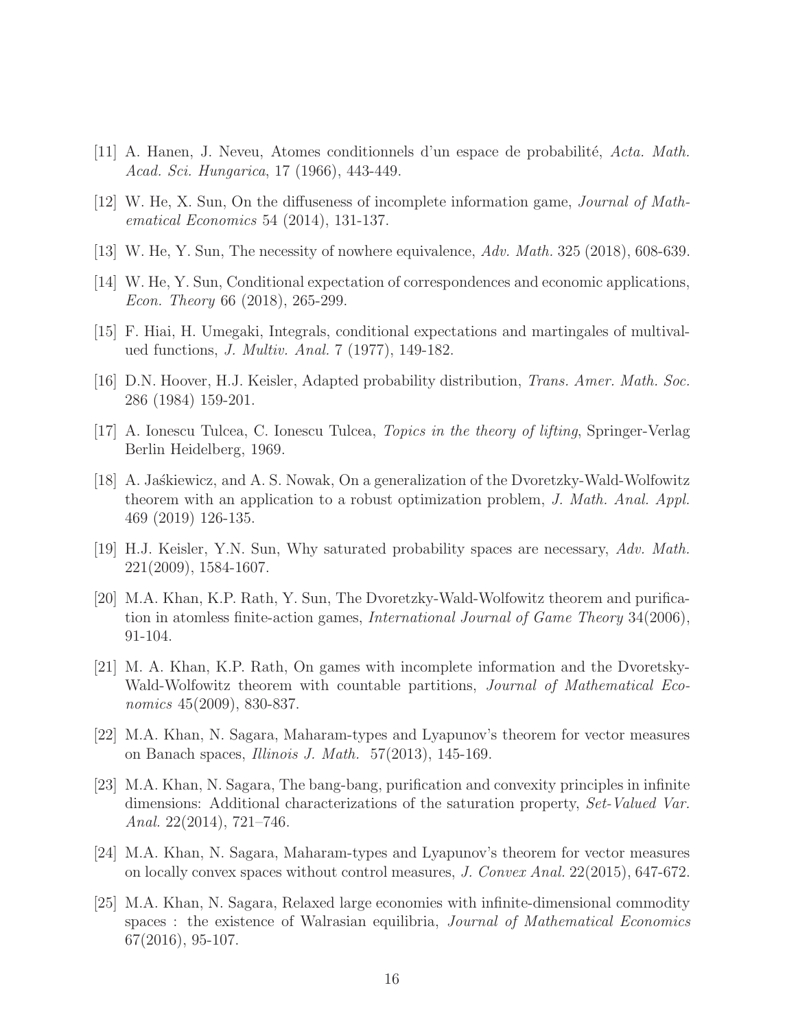[11] A. Hanen, J. Neveu, Atomes conditionnels d'un espace de probabilité, *Acta. Math. Acad. Sci. Hungarica*, 17 (1966), 443-449.

[12] W. He, X. Sun, On the diffuseness of incomplete information game, *Journal of Mathematical Economics* 54 (2014), 131-137.

[13] W. He, Y. Sun, The necessity of nowhere equivalence, *Adv. Math.* 325 (2018), 608-639.

[14] W. He, Y. Sun, Conditional expectation of correspondences and economic applications, *Econ. Theory* 66 (2018), 265-299.

[15] F. Hiai, H. Umegaki, Integrals, conditional expectations and martingales of multivalued functions, *J. Multiv. Anal.* 7 (1977), 149-182.

[16] D.N. Hoover, H.J. Keisler, Adapted probability distribution, *Trans. Amer. Math. Soc.* 286 (1984) 159-201.

[17] A. Ionescu Tulcea, C. Ionescu Tulcea, *Topics in the theory of lifting*, Springer-Verlag Berlin Heidelberg, 1969.

[18] A. Jaśkiewicz, and A. S. Nowak, On a generalization of the Dvoretzky-Wald-Wolfowitz theorem with an application to a robust optimization problem, *J. Math. Anal. Appl.* 469 (2019) 126-135.

[19] H.J. Keisler, Y.N. Sun, Why saturated probability spaces are necessary, *Adv. Math.* 221(2009), 1584-1607.

[20] M.A. Khan, K.P. Rath, Y. Sun, The Dvoretzky-Wald-Wolfowitz theorem and purification in atomless finite-action games, *International Journal of Game Theory* 34(2006), 91-104.

[21] M. A. Khan, K.P. Rath, On games with incomplete information and the Dvoretsky-Wald-Wolfowitz theorem with countable partitions, *Journal of Mathematical Economics* 45(2009), 830-837.

[22] M.A. Khan, N. Sagara, Maharam-types and Lyapunov's theorem for vector measures on Banach spaces, *Illinois J. Math.* 57(2013), 145-169.

[23] M.A. Khan, N. Sagara, The bang-bang, purification and convexity principles in infinite dimensions: Additional characterizations of the saturation property, *Set-Valued Var. Anal.* 22(2014), 721–746.

[24] M.A. Khan, N. Sagara, Maharam-types and Lyapunov's theorem for vector measures on locally convex spaces without control measures, *J. Convex Anal.* 22(2015), 647-672.

[25] M.A. Khan, N. Sagara, Relaxed large economies with infinite-dimensional commodity spaces : the existence of Walrasian equilibria, *Journal of Mathematical Economics* 67(2016), 95-107.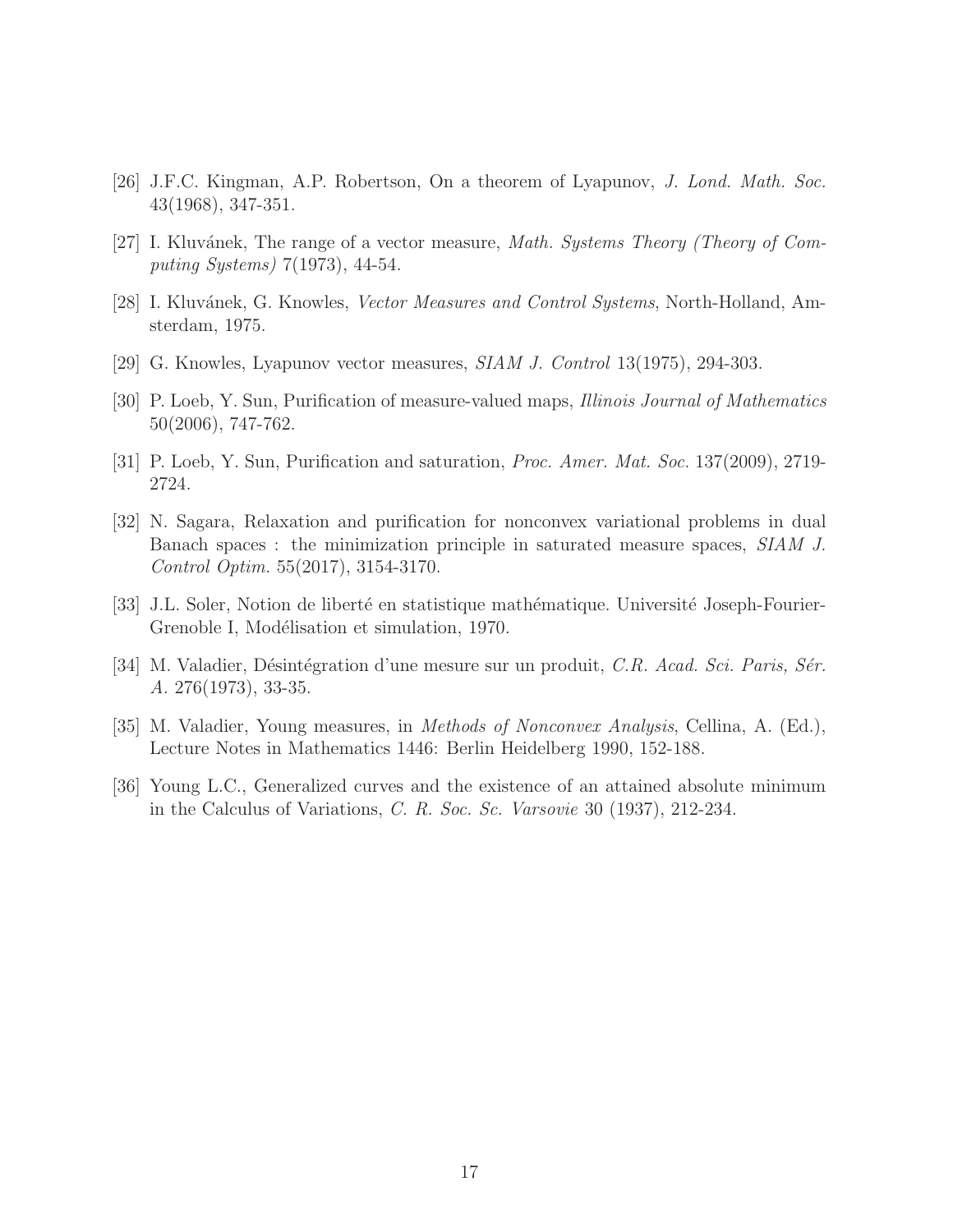[26] J.F.C. Kingman, A.P. Robertson, On a theorem of Lyapunov, *J. Lond. Math. Soc.* 43(1968), 347-351.

[27] I. Kluvánek, The range of a vector measure, *Math. Systems Theory (Theory of Computing Systems)* 7(1973), 44-54.

[28] I. Kluvánek, G. Knowles, *Vector Measures and Control Systems*, North-Holland, Amsterdam, 1975.

[29] G. Knowles, Lyapunov vector measures, *SIAM J. Control* 13(1975), 294-303.

[30] P. Loeb, Y. Sun, Purification of measure-valued maps, *Illinois Journal of Mathematics* 50(2006), 747-762.

[31] P. Loeb, Y. Sun, Purification and saturation, *Proc. Amer. Mat. Soc.* 137(2009), 2719-2724.

[32] N. Sagara, Relaxation and purification for nonconvex variational problems in dual Banach spaces : the minimization principle in saturated measure spaces, *SIAM J. Control Optim.* 55(2017), 3154-3170.

[33] J.L. Soler, Notion de liberté en statistique mathématique. Université Joseph-Fourier-Grenoble I, Modélisation et simulation, 1970.

[34] M. Valadier, Désintégration d'une mesure sur un produit, *C.R. Acad. Sci. Paris, Sér. A.* 276(1973), 33-35.

[35] M. Valadier, Young measures, in *Methods of Nonconvex Analysis*, Cellina, A. (Ed.), Lecture Notes in Mathematics 1446: Berlin Heidelberg 1990, 152-188.

[36] Young L.C., Generalized curves and the existence of an attained absolute minimum in the Calculus of Variations, *C. R. Soc. Sc. Varsovie* 30 (1937), 212-234.